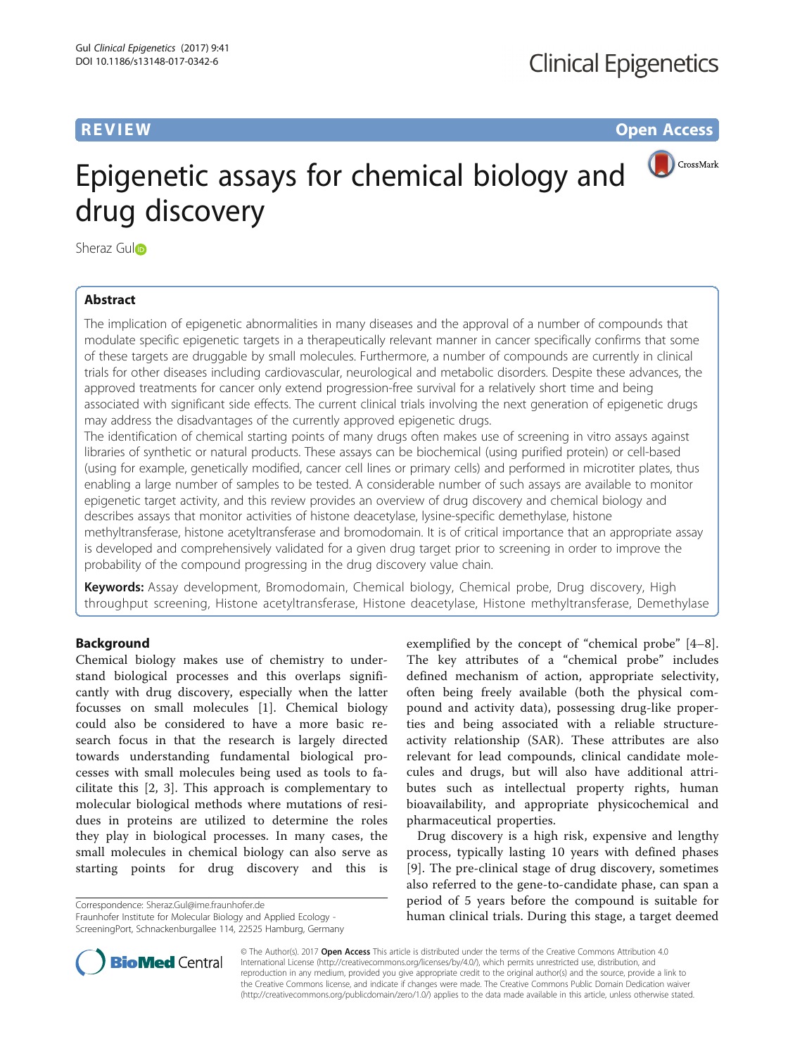**REVIEW** **Open Access**

# Epigenetic assays for chemical biology and drug discovery

Sheraz Gul

## Abstract

The implication of epigenetic abnormalities in many diseases and the approval of a number of compounds that modulate specific epigenetic targets in a therapeutically relevant manner in cancer specifically confirms that some of these targets are druggable by small molecules. Furthermore, a number of compounds are currently in clinical trials for other diseases including cardiovascular, neurological and metabolic disorders. Despite these advances, the approved treatments for cancer only extend progression-free survival for a relatively short time and being associated with significant side effects. The current clinical trials involving the next generation of epigenetic drugs may address the disadvantages of the currently approved epigenetic drugs.

The identification of chemical starting points of many drugs often makes use of screening in vitro assays against libraries of synthetic or natural products. These assays can be biochemical (using purified protein) or cell-based (using for example, genetically modified, cancer cell lines or primary cells) and performed in microtiter plates, thus enabling a large number of samples to be tested. A considerable number of such assays are available to monitor epigenetic target activity, and this review provides an overview of drug discovery and chemical biology and describes assays that monitor activities of histone deacetylase, lysine-specific demethylase, histone methyltransferase, histone acetyltransferase and bromodomain. It is of critical importance that an appropriate assay is developed and comprehensively validated for a given drug target prior to screening in order to improve the probability of the compound progressing in the drug discovery value chain.

**Keywords:** Assay development, Bromodomain, Chemical biology, Chemical probe, Drug discovery, High throughput screening, Histone acetyltransferase, Histone deacetylase, Histone methyltransferase, Demethylase

## Background

Chemical biology makes use of chemistry to understand biological processes and this overlaps significantly with drug discovery, especially when the latter focusses on small molecules [1]. Chemical biology could also be considered to have a more basic research focus in that the research is largely directed towards understanding fundamental biological processes with small molecules being used as tools to facilitate this [2, 3]. This approach is complementary to molecular biological methods where mutations of residues in proteins are utilized to determine the roles they play in biological processes. In many cases, the small molecules in chemical biology can also serve as starting points for drug discovery and this is exemplified by the concept of "chemical probe" [4–8]. The key attributes of a "chemical probe" includes defined mechanism of action, appropriate selectivity, often being freely available (both the physical compound and activity data), possessing drug-like properties and being associated with a reliable structure-activity relationship (SAR). These attributes are also relevant for lead compounds, clinical candidate molecules and drugs, but will also have additional attributes such as intellectual property rights, human bioavailability, and appropriate physicochemical and pharmaceutical properties.

Drug discovery is a high risk, expensive and lengthy process, typically lasting 10 years with defined phases [9]. The pre-clinical stage of drug discovery, sometimes also referred to the gene-to-candidate phase, can span a period of 5 years before the compound is suitable for human clinical trials. During this stage, a target deemed

Correspondence: Sheraz.Gul@ime.fraunhofer.de
Fraunhofer Institute for Molecular Biology and Applied Ecology - ScreeningPort, Schnackenburgallee 114, 22525 Hamburg, Germany

© The Author(s). 2017 **Open Access** This article is distributed under the terms of the Creative Commons Attribution 4.0 International License (http://creativecommons.org/licenses/by/4.0/), which permits unrestricted use, distribution, and reproduction in any medium, provided you give appropriate credit to the original author(s) and the source, provide a link to the Creative Commons license, and indicate if changes were made. The Creative Commons Public Domain Dedication waiver (http://creativecommons.org/publicdomain/zero/1.0/) applies to the data made available in this article, unless otherwise stated.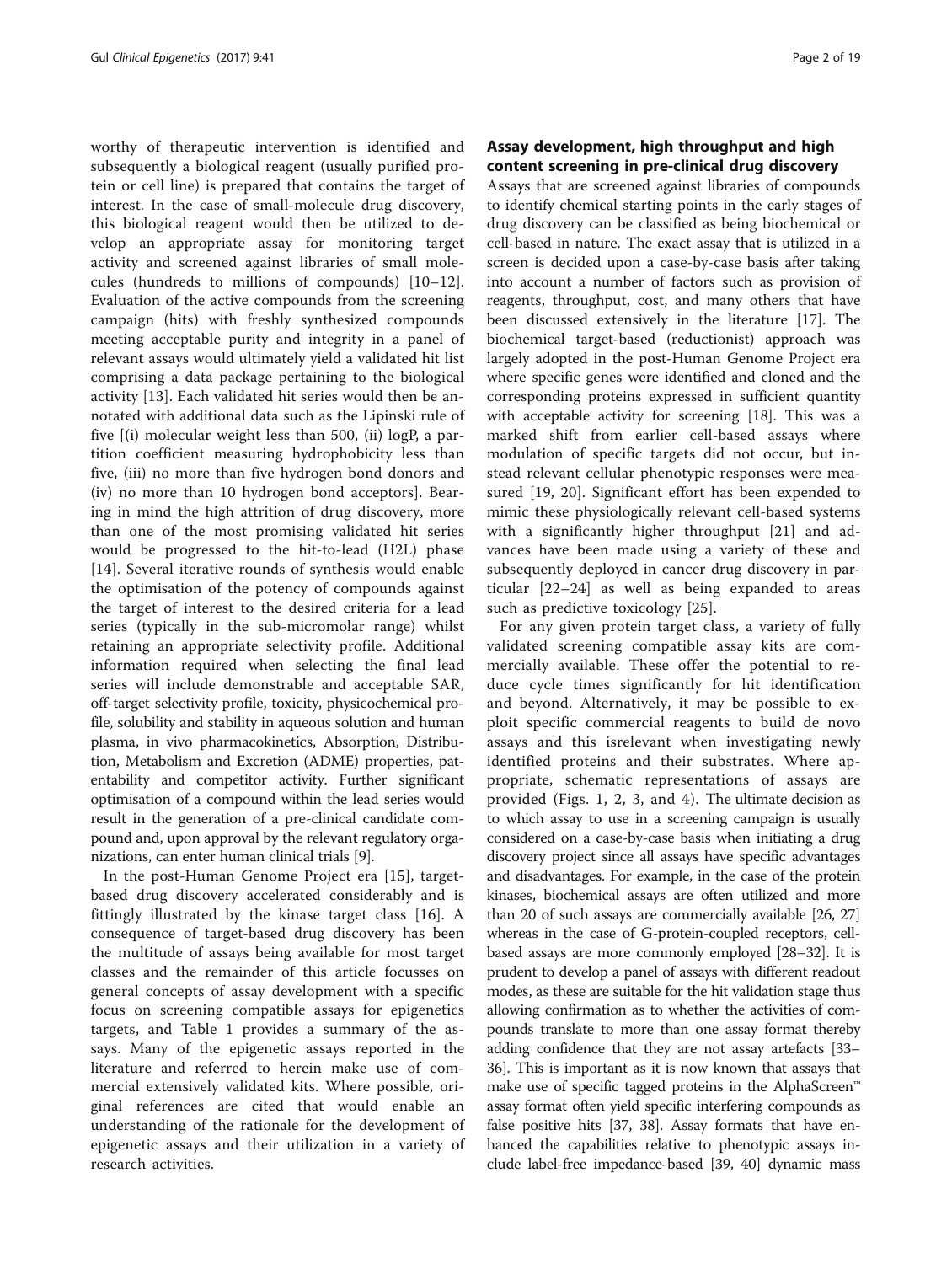worthy of therapeutic intervention is identified and subsequently a biological reagent (usually purified protein or cell line) is prepared that contains the target of interest. In the case of small-molecule drug discovery, this biological reagent would then be utilized to develop an appropriate assay for monitoring target activity and screened against libraries of small molecules (hundreds to millions of compounds) [10–12]. Evaluation of the active compounds from the screening campaign (hits) with freshly synthesized compounds meeting acceptable purity and integrity in a panel of relevant assays would ultimately yield a validated hit list comprising a data package pertaining to the biological activity [13]. Each validated hit series would then be annotated with additional data such as the Lipinski rule of five [(i) molecular weight less than 500, (ii) logP, a partition coefficient measuring hydrophobicity less than five, (iii) no more than five hydrogen bond donors and (iv) no more than 10 hydrogen bond acceptors]. Bearing in mind the high attrition of drug discovery, more than one of the most promising validated hit series would be progressed to the hit-to-lead (H2L) phase [14]. Several iterative rounds of synthesis would enable the optimisation of the potency of compounds against the target of interest to the desired criteria for a lead series (typically in the sub-micromolar range) whilst retaining an appropriate selectivity profile. Additional information required when selecting the final lead series will include demonstrable and acceptable SAR, off-target selectivity profile, toxicity, physicochemical profile, solubility and stability in aqueous solution and human plasma, in vivo pharmacokinetics, Absorption, Distribution, Metabolism and Excretion (ADME) properties, patentability and competitor activity. Further significant optimisation of a compound within the lead series would result in the generation of a pre-clinical candidate compound and, upon approval by the relevant regulatory organizations, can enter human clinical trials [9].

In the post-Human Genome Project era [15], target-based drug discovery accelerated considerably and is fittingly illustrated by the kinase target class [16]. A consequence of target-based drug discovery has been the multitude of assays being available for most target classes and the remainder of this article focusses on general concepts of assay development with a specific focus on screening compatible assays for epigenetics targets, and Table 1 provides a summary of the assays. Many of the epigenetic assays reported in the literature and referred to herein make use of commercial extensively validated kits. Where possible, original references are cited that would enable an understanding of the rationale for the development of epigenetic assays and their utilization in a variety of research activities.

## Assay development, high throughput and high content screening in pre-clinical drug discovery

Assays that are screened against libraries of compounds to identify chemical starting points in the early stages of drug discovery can be classified as being biochemical or cell-based in nature. The exact assay that is utilized in a screen is decided upon a case-by-case basis after taking into account a number of factors such as provision of reagents, throughput, cost, and many others that have been discussed extensively in the literature [17]. The biochemical target-based (reductionist) approach was largely adopted in the post-Human Genome Project era where specific genes were identified and cloned and the corresponding proteins expressed in sufficient quantity with acceptable activity for screening [18]. This was a marked shift from earlier cell-based assays where modulation of specific targets did not occur, but instead relevant cellular phenotypic responses were measured [19, 20]. Significant effort has been expended to mimic these physiologically relevant cell-based systems with a significantly higher throughput [21] and advances have been made using a variety of these and subsequently deployed in cancer drug discovery in particular [22–24] as well as being expanded to areas such as predictive toxicology [25].

For any given protein target class, a variety of fully validated screening compatible assay kits are commercially available. These offer the potential to reduce cycle times significantly for hit identification and beyond. Alternatively, it may be possible to exploit specific commercial reagents to build de novo assays and this isrelevant when investigating newly identified proteins and their substrates. Where appropriate, schematic representations of assays are provided (Figs. 1, 2, 3, and 4). The ultimate decision as to which assay to use in a screening campaign is usually considered on a case-by-case basis when initiating a drug discovery project since all assays have specific advantages and disadvantages. For example, in the case of the protein kinases, biochemical assays are often utilized and more than 20 of such assays are commercially available [26, 27] whereas in the case of G-protein-coupled receptors, cell-based assays are more commonly employed [28–32]. It is prudent to develop a panel of assays with different readout modes, as these are suitable for the hit validation stage thus allowing confirmation as to whether the activities of compounds translate to more than one assay format thereby adding confidence that they are not assay artefacts [33–36]. This is important as it is now known that assays that make use of specific tagged proteins in the AlphaScreen™ assay format often yield specific interfering compounds as false positive hits [37, 38]. Assay formats that have enhanced the capabilities relative to phenotypic assays include label-free impedance-based [39, 40] dynamic mass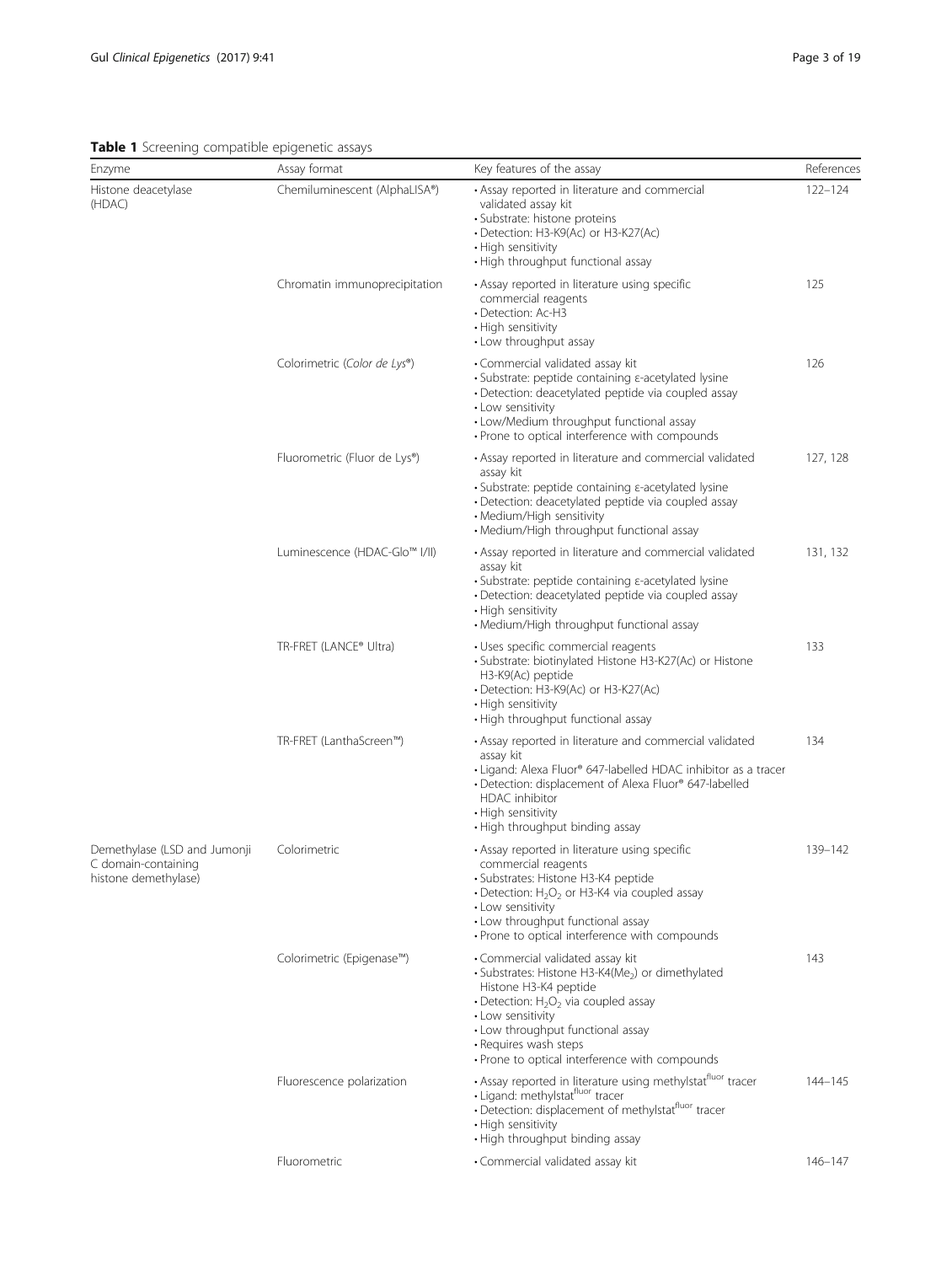**Table 1** Screening compatible epigenetic assays

| Enzyme | Assay format | Key features of the assay | References |
|---|---|---|---|
| Histone deacetylase (HDAC) | Chemiluminescent (AlphaLISA®) | • Assay reported in literature and commercial validated assay kit<br>• Substrate: histone proteins<br>• Detection: H3-K9(Ac) or H3-K27(Ac)<br>• High sensitivity<br>• High throughput functional assay | 122–124 |
| | Chromatin immunoprecipitation | • Assay reported in literature using specific commercial reagents<br>• Detection: Ac-H3<br>• High sensitivity<br>• Low throughput assay | 125 |
| | Colorimetric (*Color de Lys*®) | • Commercial validated assay kit<br>• Substrate: peptide containing ε-acetylated lysine<br>• Detection: deacetylated peptide via coupled assay<br>• Low sensitivity<br>• Low/Medium throughput functional assay<br>• Prone to optical interference with compounds | 126 |
| | Fluorometric (Fluor de Lys®) | • Assay reported in literature and commercial validated assay kit<br>• Substrate: peptide containing ε-acetylated lysine<br>• Detection: deacetylated peptide via coupled assay<br>• Medium/High sensitivity<br>• Medium/High throughput functional assay | 127, 128 |
| | Luminescence (HDAC-Glo™ I/II) | • Assay reported in literature and commercial validated assay kit<br>• Substrate: peptide containing ε-acetylated lysine<br>• Detection: deacetylated peptide via coupled assay<br>• High sensitivity<br>• Medium/High throughput functional assay | 131, 132 |
| | TR-FRET (LANCE® Ultra) | • Uses specific commercial reagents<br>• Substrate: biotinylated Histone H3-K27(Ac) or Histone H3-K9(Ac) peptide<br>• Detection: H3-K9(Ac) or H3-K27(Ac)<br>• High sensitivity<br>• High throughput functional assay | 133 |
| | TR-FRET (LanthaScreen™) | • Assay reported in literature and commercial validated assay kit<br>• Ligand: Alexa Fluor® 647-labelled HDAC inhibitor as a tracer<br>• Detection: displacement of Alexa Fluor® 647-labelled HDAC inhibitor<br>• High sensitivity<br>• High throughput binding assay | 134 |
| Demethylase (LSD and Jumonji C domain-containing histone demethylase) | Colorimetric | • Assay reported in literature using specific commercial reagents<br>• Substrates: Histone H3-K4 peptide<br>• Detection: $H_2O_2$ or H3-K4 via coupled assay<br>• Low sensitivity<br>• Low throughput functional assay<br>• Prone to optical interference with compounds | 139–142 |
| | Colorimetric (Epigenase™) | • Commercial validated assay kit<br>• Substrates: Histone H3-K4($Me_2$) or dimethylated Histone H3-K4 peptide<br>• Detection: $H_2O_2$ via coupled assay<br>• Low sensitivity<br>• Low throughput functional assay<br>• Requires wash steps<br>• Prone to optical interference with compounds | 143 |
| | Fluorescence polarization | • Assay reported in literature using methylstat$^{fluor}$ tracer<br>• Ligand: methylstat$^{fluor}$ tracer<br>• Detection: displacement of methylstat$^{fluor}$ tracer<br>• High sensitivity<br>• High throughput binding assay | 144–145 |
| | Fluorometric | • Commercial validated assay kit | 146–147 |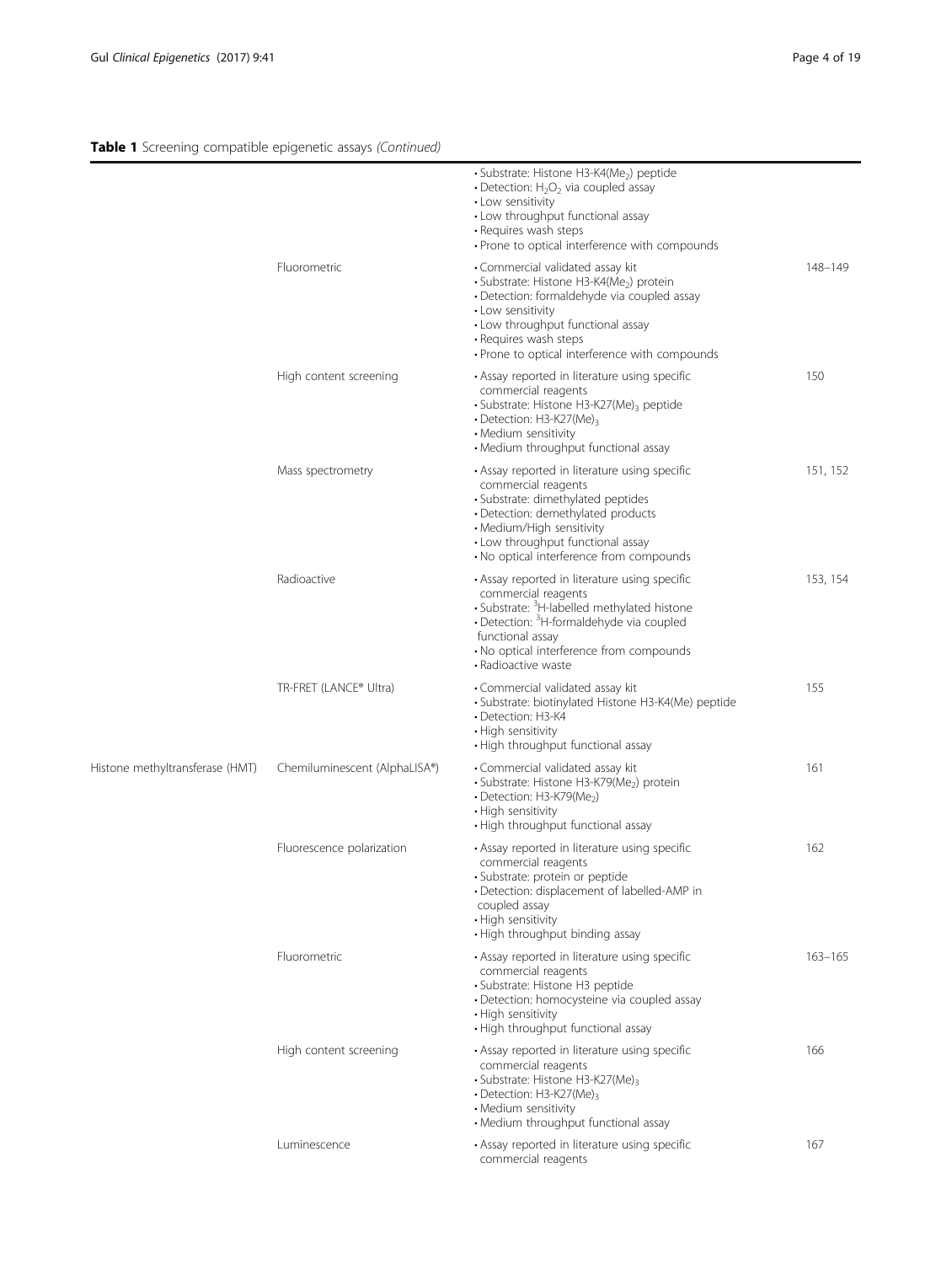**Table 1** Screening compatible epigenetic assays *(Continued)*

| | | | |
|---|---|---|---|
| | | • Substrate: Histone H3-K4($Me_2$) peptide<br>• Detection: $H_2O_2$ via coupled assay<br>• Low sensitivity<br>• Low throughput functional assay<br>• Requires wash steps<br>• Prone to optical interference with compounds | |
| | Fluorometric | • Commercial validated assay kit<br>• Substrate: Histone H3-K4($Me_2$) protein<br>• Detection: formaldehyde via coupled assay<br>• Low sensitivity<br>• Low throughput functional assay<br>• Requires wash steps<br>• Prone to optical interference with compounds | 148–149 |
| | High content screening | • Assay reported in literature using specific commercial reagents<br>• Substrate: Histone H3-K27$(Me)_3$ peptide<br>• Detection: H3-K27$(Me)_3$<br>• Medium sensitivity<br>• Medium throughput functional assay | 150 |
| | Mass spectrometry | • Assay reported in literature using specific commercial reagents<br>• Substrate: dimethylated peptides<br>• Detection: demethylated products<br>• Medium/High sensitivity<br>• Low throughput functional assay<br>• No optical interference from compounds | 151, 152 |
| | Radioactive | • Assay reported in literature using specific commercial reagents<br>• Substrate: $^3$H-labelled methylated histone<br>• Detection: $^3$H-formaldehyde via coupled functional assay<br>• No optical interference from compounds<br>• Radioactive waste | 153, 154 |
| | TR-FRET (LANCE® Ultra) | • Commercial validated assay kit<br>• Substrate: biotinylated Histone H3-K4(Me) peptide<br>• Detection: H3-K4<br>• High sensitivity<br>• High throughput functional assay | 155 |
| Histone methyltransferase (HMT) | Chemiluminescent (AlphaLISA®) | • Commercial validated assay kit<br>• Substrate: Histone H3-K79($Me_2$) protein<br>• Detection: H3-K79($Me_2$)<br>• High sensitivity<br>• High throughput functional assay | 161 |
| | Fluorescence polarization | • Assay reported in literature using specific commercial reagents<br>• Substrate: protein or peptide<br>• Detection: displacement of labelled-AMP in coupled assay<br>• High sensitivity<br>• High throughput binding assay | 162 |
| | Fluorometric | • Assay reported in literature using specific commercial reagents<br>• Substrate: Histone H3 peptide<br>• Detection: homocysteine via coupled assay<br>• High sensitivity<br>• High throughput functional assay | 163–165 |
| | High content screening | • Assay reported in literature using specific commercial reagents<br>• Substrate: Histone H3-K27$(Me)_3$<br>• Detection: H3-K27$(Me)_3$<br>• Medium sensitivity<br>• Medium throughput functional assay | 166 |
| | Luminescence | • Assay reported in literature using specific commercial reagents | 167 |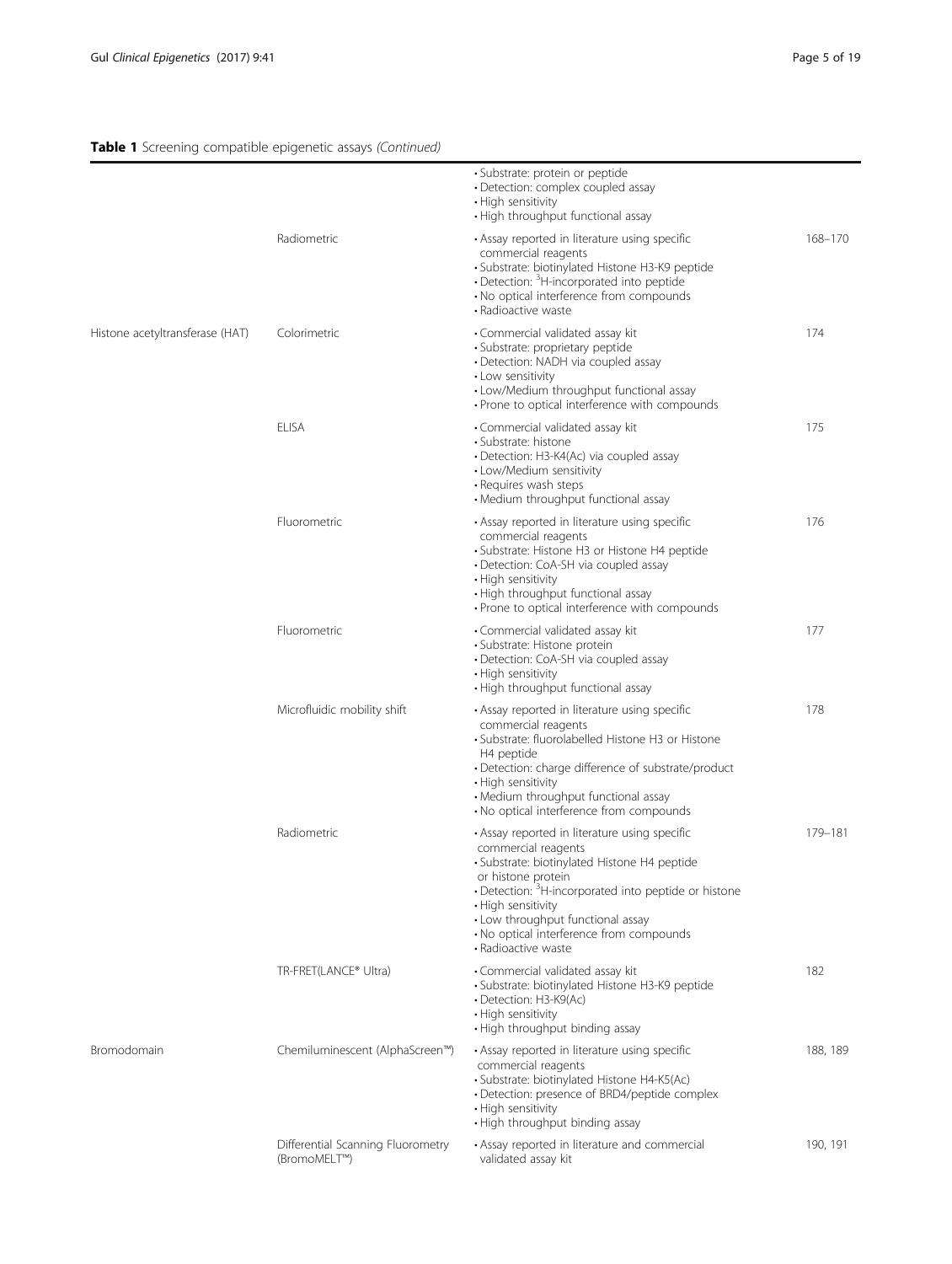**Table 1** Screening compatible epigenetic assays *(Continued)*

| | | | |
|---|---|---|---|
| | | • Substrate: protein or peptide<br>• Detection: complex coupled assay<br>• High sensitivity<br>• High throughput functional assay | |
| | Radiometric | • Assay reported in literature using specific commercial reagents<br>• Substrate: biotinylated Histone H3-K9 peptide<br>• Detection: $^{3}$H-incorporated into peptide<br>• No optical interference from compounds<br>• Radioactive waste | 168–170 |
| Histone acetyltransferase (HAT) | Colorimetric | • Commercial validated assay kit<br>• Substrate: proprietary peptide<br>• Detection: NADH via coupled assay<br>• Low sensitivity<br>• Low/Medium throughput functional assay<br>• Prone to optical interference with compounds | 174 |
| | ELISA | • Commercial validated assay kit<br>• Substrate: histone<br>• Detection: H3-K4(Ac) via coupled assay<br>• Low/Medium sensitivity<br>• Requires wash steps<br>• Medium throughput functional assay | 175 |
| | Fluorometric | • Assay reported in literature using specific commercial reagents<br>• Substrate: Histone H3 or Histone H4 peptide<br>• Detection: CoA-SH via coupled assay<br>• High sensitivity<br>• High throughput functional assay<br>• Prone to optical interference with compounds | 176 |
| | Fluorometric | • Commercial validated assay kit<br>• Substrate: Histone protein<br>• Detection: CoA-SH via coupled assay<br>• High sensitivity<br>• High throughput functional assay | 177 |
| | Microfluidic mobility shift | • Assay reported in literature using specific commercial reagents<br>• Substrate: fluorolabelled Histone H3 or Histone H4 peptide<br>• Detection: charge difference of substrate/product<br>• High sensitivity<br>• Medium throughput functional assay<br>• No optical interference from compounds | 178 |
| | Radiometric | • Assay reported in literature using specific commercial reagents<br>• Substrate: biotinylated Histone H4 peptide or histone protein<br>• Detection: $^{3}$H-incorporated into peptide or histone<br>• High sensitivity<br>• Low throughput functional assay<br>• No optical interference from compounds<br>• Radioactive waste | 179–181 |
| | TR-FRET(LANCE® Ultra) | • Commercial validated assay kit<br>• Substrate: biotinylated Histone H3-K9 peptide<br>• Detection: H3-K9(Ac)<br>• High sensitivity<br>• High throughput binding assay | 182 |
| Bromodomain | Chemiluminescent (AlphaScreen™) | • Assay reported in literature using specific commercial reagents<br>• Substrate: biotinylated Histone H4-K5(Ac)<br>• Detection: presence of BRD4/peptide complex<br>• High sensitivity<br>• High throughput binding assay | 188, 189 |
| | Differential Scanning Fluorometry (BromoMELT™) | • Assay reported in literature and commercial validated assay kit | 190, 191 |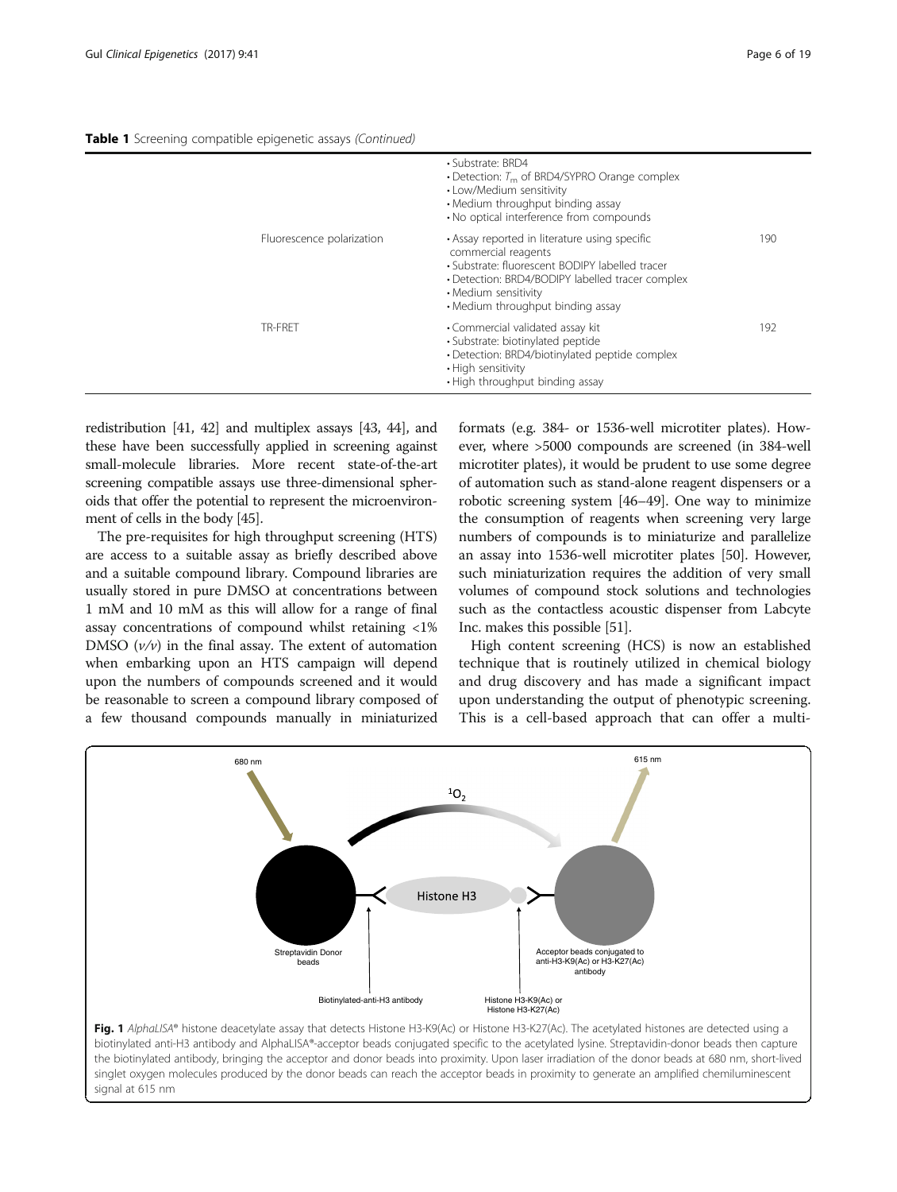**Table 1** Screening compatible epigenetic assays *(Continued)*

| | | | |
|---|---|---|---|
| | | • Substrate: BRD4<br>• Detection: $T_m$ of BRD4/SYPRO Orange complex<br>• Low/Medium sensitivity<br>• Medium throughput binding assay<br>• No optical interference from compounds | |
| | Fluorescence polarization | • Assay reported in literature using specific commercial reagents<br>• Substrate: fluorescent BODIPY labelled tracer<br>• Detection: BRD4/BODIPY labelled tracer complex<br>• Medium sensitivity<br>• Medium throughput binding assay | 190 |
| | TR-FRET | • Commercial validated assay kit<br>• Substrate: biotinylated peptide<br>• Detection: BRD4/biotinylated peptide complex<br>• High sensitivity<br>• High throughput binding assay | 192 |

redistribution [41, 42] and multiplex assays [43, 44], and these have been successfully applied in screening against small-molecule libraries. More recent state-of-the-art screening compatible assays use three-dimensional spheroids that offer the potential to represent the microenvironment of cells in the body [45].

The pre-requisites for high throughput screening (HTS) are access to a suitable assay as briefly described above and a suitable compound library. Compound libraries are usually stored in pure DMSO at concentrations between 1 mM and 10 mM as this will allow for a range of final assay concentrations of compound whilst retaining <1% DMSO (*v/v*) in the final assay. The extent of automation when embarking upon an HTS campaign will depend upon the numbers of compounds screened and it would be reasonable to screen a compound library composed of a few thousand compounds manually in miniaturized formats (e.g. 384- or 1536-well microtiter plates). However, where >5000 compounds are screened (in 384-well microtiter plates), it would be prudent to use some degree of automation such as stand-alone reagent dispensers or a robotic screening system [46–49]. One way to minimize the consumption of reagents when screening very large numbers of compounds is to miniaturize and parallelize an assay into 1536-well microtiter plates [50]. However, such miniaturization requires the addition of very small volumes of compound stock solutions and technologies such as the contactless acoustic dispenser from Labcyte Inc. makes this possible [51].

High content screening (HCS) is now an established technique that is routinely utilized in chemical biology and drug discovery and has made a significant impact upon understanding the output of phenotypic screening. This is a cell-based approach that can offer a multi-

**Fig. 1** *AlphaLISA®* histone deacetylate assay that detects Histone H3-K9(Ac) or Histone H3-K27(Ac). The acetylated histones are detected using a biotinylated anti-H3 antibody and AlphaLISA®-acceptor beads conjugated specific to the acetylated lysine. Streptavidin-donor beads then capture the biotinylated antibody, bringing the acceptor and donor beads into proximity. Upon laser irradiation of the donor beads at 680 nm, short-lived singlet oxygen molecules produced by the donor beads can reach the acceptor beads in proximity to generate an amplified chemiluminescent signal at 615 nm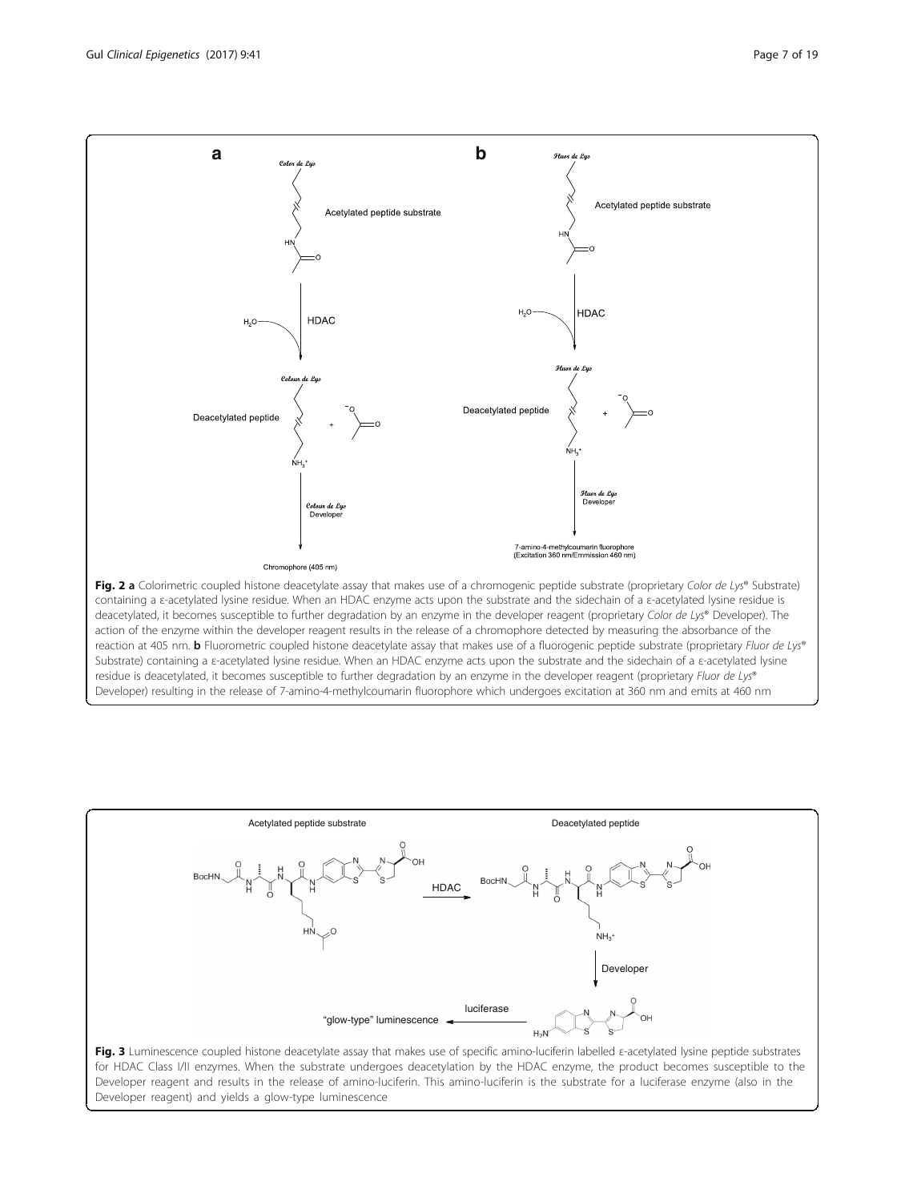**Fig. 2 a** Colorimetric coupled histone deacetylate assay that makes use of a chromogenic peptide substrate (proprietary *Color de Lys*® Substrate) containing a ε-acetylated lysine residue. When an HDAC enzyme acts upon the substrate and the sidechain of a ε-acetylated lysine residue is deacetylated, it becomes susceptible to further degradation by an enzyme in the developer reagent (proprietary *Color de Lys*® Developer). The action of the enzyme within the developer reagent results in the release of a chromophore detected by measuring the absorbance of the reaction at 405 nm. **b** Fluorometric coupled histone deacetylate assay that makes use of a fluorogenic peptide substrate (proprietary *Fluor de Lys*® Substrate) containing a ε-acetylated lysine residue. When an HDAC enzyme acts upon the substrate and the sidechain of a ε-acetylated lysine residue is deacetylated, it becomes susceptible to further degradation by an enzyme in the developer reagent (proprietary *Fluor de Lys*® Developer) resulting in the release of 7-amino-4-methylcoumarin fluorophore which undergoes excitation at 360 nm and emits at 460 nm

**Fig. 3** Luminescence coupled histone deacetylate assay that makes use of specific amino-luciferin labelled ε-acetylated lysine peptide substrates for HDAC Class I/II enzymes. When the substrate undergoes deacetylation by the HDAC enzyme, the product becomes susceptible to the Developer reagent and results in the release of amino-luciferin. This amino-luciferin is the substrate for a luciferase enzyme (also in the Developer reagent) and yields a glow-type luminescence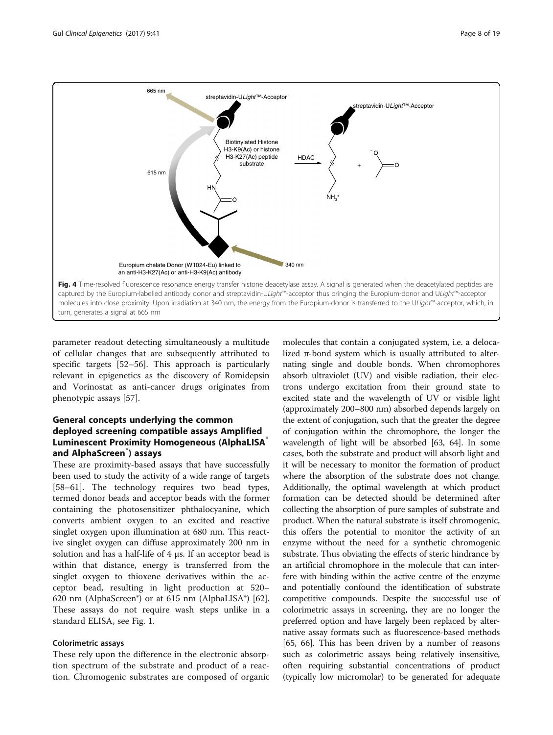Fig. 4 Time-resolved fluorescence resonance energy transfer histone deacetylase assay. A signal is generated when the deacetylated peptides are captured by the Europium-labelled antibody donor and streptavidin-U*Light*™-acceptor thus bringing the Europium-donor and U*Light*™-acceptor molecules into close proximity. Upon irradiation at 340 nm, the energy from the Europium-donor is transferred to the U*Light*™-acceptor, which, in turn, generates a signal at 665 nm

parameter readout detecting simultaneously a multitude of cellular changes that are subsequently attributed to specific targets [52–56]. This approach is particularly relevant in epigenetics as the discovery of Romidepsin and Vorinostat as anti-cancer drugs originates from phenotypic assays [57].

## General concepts underlying the common deployed screening compatible assays Amplified Luminescent Proximity Homogeneous (AlphaLISA® and AlphaScreen®) assays

These are proximity-based assays that have successfully been used to study the activity of a wide range of targets [58–61]. The technology requires two bead types, termed donor beads and acceptor beads with the former containing the photosensitizer phthalocyanine, which converts ambient oxygen to an excited and reactive singlet oxygen upon illumination at 680 nm. This reactive singlet oxygen can diffuse approximately 200 nm in solution and has a half-life of 4 μs. If an acceptor bead is within that distance, energy is transferred from the singlet oxygen to thioxene derivatives within the acceptor bead, resulting in light production at 520–620 nm (AlphaScreen®) or at 615 nm (AlphaLISA®) [62]. These assays do not require wash steps unlike in a standard ELISA, see Fig. 1.

### Colorimetric assays

These rely upon the difference in the electronic absorption spectrum of the substrate and product of a reaction. Chromogenic substrates are composed of organic molecules that contain a conjugated system, i.e. a delocalized π-bond system which is usually attributed to alternating single and double bonds. When chromophores absorb ultraviolet (UV) and visible radiation, their electrons undergo excitation from their ground state to excited state and the wavelength of UV or visible light (approximately 200–800 nm) absorbed depends largely on the extent of conjugation, such that the greater the degree of conjugation within the chromophore, the longer the wavelength of light will be absorbed [63, 64]. In some cases, both the substrate and product will absorb light and it will be necessary to monitor the formation of product where the absorption of the substrate does not change. Additionally, the optimal wavelength at which product formation can be detected should be determined after collecting the absorption of pure samples of substrate and product. When the natural substrate is itself chromogenic, this offers the potential to monitor the activity of an enzyme without the need for a synthetic chromogenic substrate. Thus obviating the effects of steric hindrance by an artificial chromophore in the molecule that can interfere with binding within the active centre of the enzyme and potentially confound the identification of substrate competitive compounds. Despite the successful use of colorimetric assays in screening, they are no longer the preferred option and have largely been replaced by alternative assay formats such as fluorescence-based methods [65, 66]. This has been driven by a number of reasons such as colorimetric assays being relatively insensitive, often requiring substantial concentrations of product (typically low micromolar) to be generated for adequate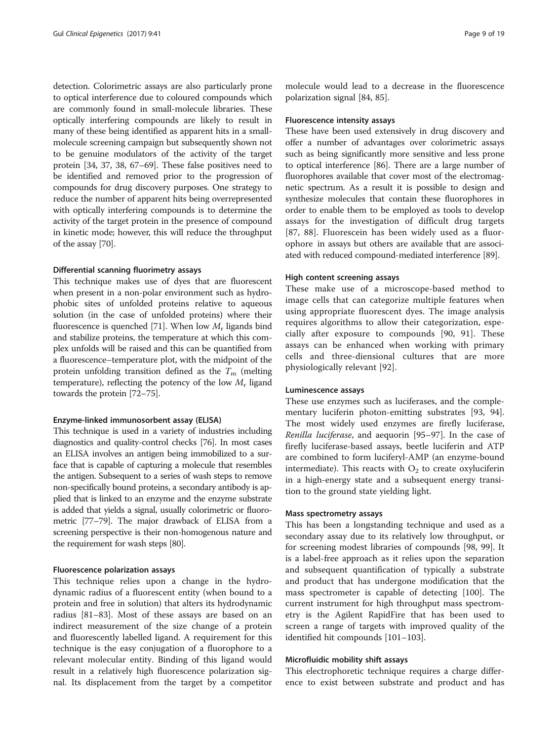detection. Colorimetric assays are also particularly prone to optical interference due to coloured compounds which are commonly found in small-molecule libraries. These optically interfering compounds are likely to result in many of these being identified as apparent hits in a small-molecule screening campaign but subsequently shown not to be genuine modulators of the activity of the target protein [34, 37, 38, 67–69]. These false positives need to be identified and removed prior to the progression of compounds for drug discovery purposes. One strategy to reduce the number of apparent hits being overrepresented with optically interfering compounds is to determine the activity of the target protein in the presence of compound in kinetic mode; however, this will reduce the throughput of the assay [70].

#### Differential scanning fluorimetry assays

This technique makes use of dyes that are fluorescent when present in a non-polar environment such as hydrophobic sites of unfolded proteins relative to aqueous solution (in the case of unfolded proteins) where their fluorescence is quenched [71]. When low $M_r$ ligands bind and stabilize proteins, the temperature at which this complex unfolds will be raised and this can be quantified from a fluorescence–temperature plot, with the midpoint of the protein unfolding transition defined as the $T_m$ (melting temperature), reflecting the potency of the low $M_r$ ligand towards the protein [72–75].

#### Enzyme-linked immunosorbent assay (ELISA)

This technique is used in a variety of industries including diagnostics and quality-control checks [76]. In most cases an ELISA involves an antigen being immobilized to a surface that is capable of capturing a molecule that resembles the antigen. Subsequent to a series of wash steps to remove non-specifically bound proteins, a secondary antibody is applied that is linked to an enzyme and the enzyme substrate is added that yields a signal, usually colorimetric or fluorometric [77–79]. The major drawback of ELISA from a screening perspective is their non-homogenous nature and the requirement for wash steps [80].

#### Fluorescence polarization assays

This technique relies upon a change in the hydrodynamic radius of a fluorescent entity (when bound to a protein and free in solution) that alters its hydrodynamic radius [81–83]. Most of these assays are based on an indirect measurement of the size change of a protein and fluorescently labelled ligand. A requirement for this technique is the easy conjugation of a fluorophore to a relevant molecular entity. Binding of this ligand would result in a relatively high fluorescence polarization signal. Its displacement from the target by a competitor molecule would lead to a decrease in the fluorescence polarization signal [84, 85].

#### Fluorescence intensity assays

These have been used extensively in drug discovery and offer a number of advantages over colorimetric assays such as being significantly more sensitive and less prone to optical interference [86]. There are a large number of fluorophores available that cover most of the electromagnetic spectrum. As a result it is possible to design and synthesize molecules that contain these fluorophores in order to enable them to be employed as tools to develop assays for the investigation of difficult drug targets [87, 88]. Fluorescein has been widely used as a fluorophore in assays but others are available that are associated with reduced compound-mediated interference [89].

#### High content screening assays

These make use of a microscope-based method to image cells that can categorize multiple features when using appropriate fluorescent dyes. The image analysis requires algorithms to allow their categorization, especially after exposure to compounds [90, 91]. These assays can be enhanced when working with primary cells and three-diensional cultures that are more physiologically relevant [92].

#### Luminescence assays

These use enzymes such as luciferases, and the complementary luciferin photon-emitting substrates [93, 94]. The most widely used enzymes are firefly luciferase, *Renilla luciferase*, and aequorin [95–97]. In the case of firefly luciferase-based assays, beetle luciferin and ATP are combined to form luciferyl-AMP (an enzyme-bound intermediate). This reacts with $O_2$ to create oxyluciferin in a high-energy state and a subsequent energy transition to the ground state yielding light.

#### Mass spectrometry assays

This has been a longstanding technique and used as a secondary assay due to its relatively low throughput, or for screening modest libraries of compounds [98, 99]. It is a label-free approach as it relies upon the separation and subsequent quantification of typically a substrate and product that has undergone modification that the mass spectrometer is capable of detecting [100]. The current instrument for high throughput mass spectrometry is the Agilent RapidFire that has been used to screen a range of targets with improved quality of the identified hit compounds [101–103].

#### Microfluidic mobility shift assays

This electrophoretic technique requires a charge difference to exist between substrate and product and has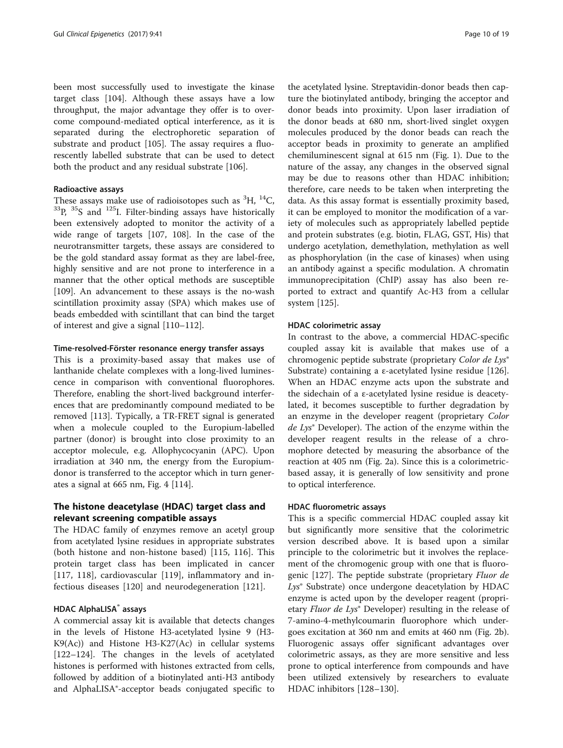been most successfully used to investigate the kinase target class [104]. Although these assays have a low throughput, the major advantage they offer is to overcome compound-mediated optical interference, as it is separated during the electrophoretic separation of substrate and product [105]. The assay requires a fluorescently labelled substrate that can be used to detect both the product and any residual substrate [106].

#### Radioactive assays

These assays make use of radioisotopes such as $^{3}H$, $^{14}C$, $^{33}P$, $^{35}S$ and $^{125}I$. Filter-binding assays have historically been extensively adopted to monitor the activity of a wide range of targets [107, 108]. In the case of the neurotransmitter targets, these assays are considered to be the gold standard assay format as they are label-free, highly sensitive and are not prone to interference in a manner that the other optical methods are susceptible [109]. An advancement to these assays is the no-wash scintillation proximity assay (SPA) which makes use of beads embedded with scintillant that can bind the target of interest and give a signal [110–112].

#### Time-resolved-Förster resonance energy transfer assays

This is a proximity-based assay that makes use of lanthanide chelate complexes with a long-lived luminescence in comparison with conventional fluorophores. Therefore, enabling the short-lived background interferences that are predominantly compound mediated to be removed [113]. Typically, a TR-FRET signal is generated when a molecule coupled to the Europium-labelled partner (donor) is brought into close proximity to an acceptor molecule, e.g. Allophycocyanin (APC). Upon irradiation at 340 nm, the energy from the Europium-donor is transferred to the acceptor which in turn generates a signal at 665 nm, Fig. 4 [114].

## The histone deacetylase (HDAC) target class and relevant screening compatible assays

The HDAC family of enzymes remove an acetyl group from acetylated lysine residues in appropriate substrates (both histone and non-histone based) [115, 116]. This protein target class has been implicated in cancer [117, 118], cardiovascular [119], inflammatory and infectious diseases [120] and neurodegeneration [121].

### HDAC AlphaLISA® assays

A commercial assay kit is available that detects changes in the levels of Histone H3-acetylated lysine 9 (H3-K9(Ac)) and Histone H3-K27(Ac) in cellular systems [122–124]. The changes in the levels of acetylated histones is performed with histones extracted from cells, followed by addition of a biotinylated anti-H3 antibody and AlphaLISA®-acceptor beads conjugated specific to the acetylated lysine. Streptavidin-donor beads then capture the biotinylated antibody, bringing the acceptor and donor beads into proximity. Upon laser irradiation of the donor beads at 680 nm, short-lived singlet oxygen molecules produced by the donor beads can reach the acceptor beads in proximity to generate an amplified chemiluminescent signal at 615 nm (Fig. 1). Due to the nature of the assay, any changes in the observed signal may be due to reasons other than HDAC inhibition; therefore, care needs to be taken when interpreting the data. As this assay format is essentially proximity based, it can be employed to monitor the modification of a variety of molecules such as appropriately labelled peptide and protein substrates (e.g. biotin, FLAG, GST, His) that undergo acetylation, demethylation, methylation as well as phosphorylation (in the case of kinases) when using an antibody against a specific modulation. A chromatin immunoprecipitation (ChIP) assay has also been reported to extract and quantify Ac-H3 from a cellular system [125].

### HDAC colorimetric assay

In contrast to the above, a commercial HDAC-specific coupled assay kit is available that makes use of a chromogenic peptide substrate (proprietary *Color de Lys*® Substrate) containing a ε-acetylated lysine residue [126]. When an HDAC enzyme acts upon the substrate and the sidechain of a ε-acetylated lysine residue is deacetylated, it becomes susceptible to further degradation by an enzyme in the developer reagent (proprietary *Color de Lys*® Developer). The action of the enzyme within the developer reagent results in the release of a chromophore detected by measuring the absorbance of the reaction at 405 nm (Fig. 2a). Since this is a colorimetric-based assay, it is generally of low sensitivity and prone to optical interference.

### HDAC fluorometric assays

This is a specific commercial HDAC coupled assay kit but significantly more sensitive that the colorimetric version described above. It is based upon a similar principle to the colorimetric but it involves the replacement of the chromogenic group with one that is fluorogenic [127]. The peptide substrate (proprietary *Fluor de Lys*® Substrate) once undergone deacetylation by HDAC enzyme is acted upon by the developer reagent (proprietary *Fluor de Lys*® Developer) resulting in the release of 7-amino-4-methylcoumarin fluorophore which undergoes excitation at 360 nm and emits at 460 nm (Fig. 2b). Fluorogenic assays offer significant advantages over colorimetric assays, as they are more sensitive and less prone to optical interference from compounds and have been utilized extensively by researchers to evaluate HDAC inhibitors [128–130].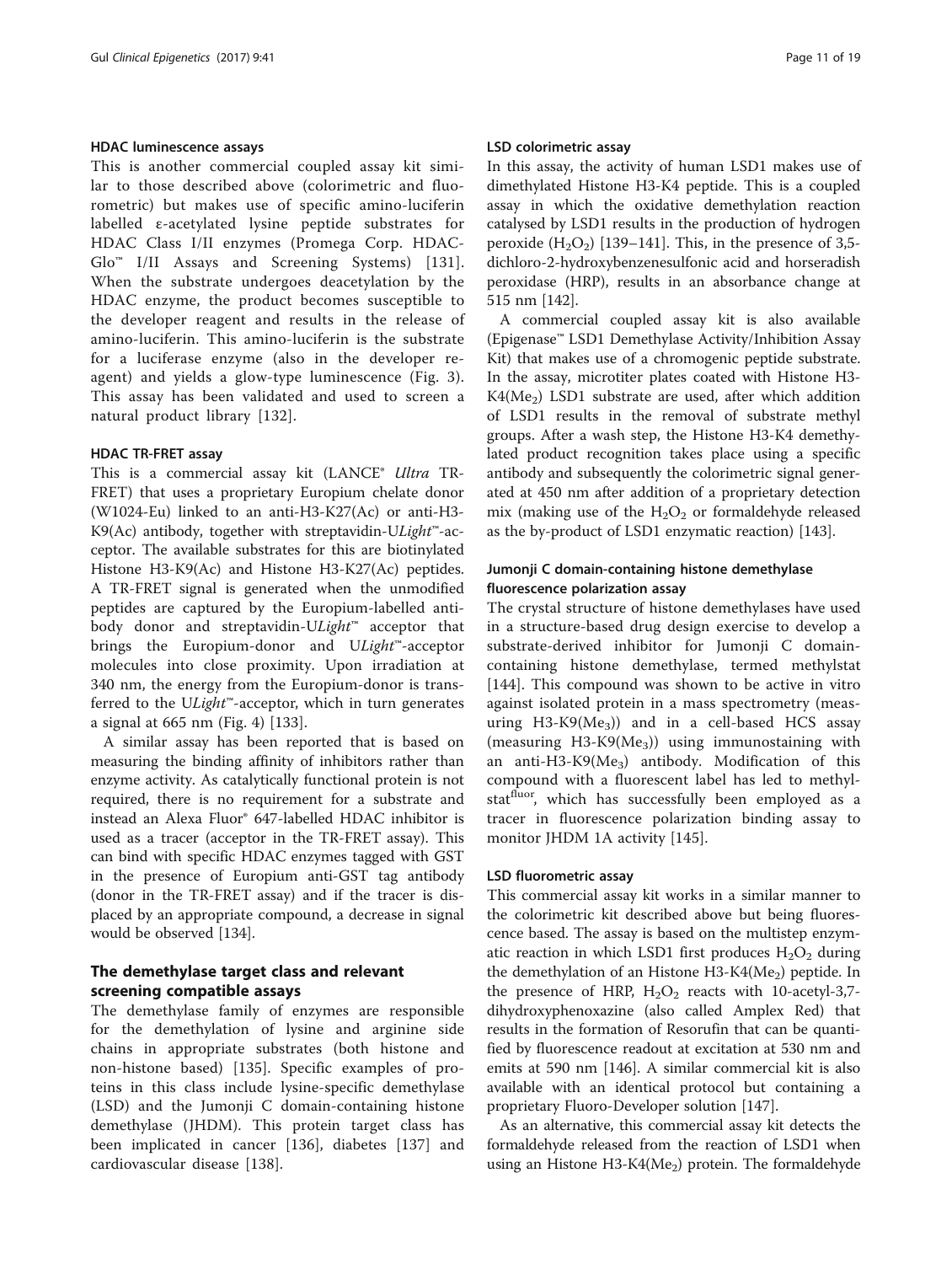### HDAC luminescence assays

This is another commercial coupled assay kit similar to those described above (colorimetric and fluorometric) but makes use of specific amino-luciferin labelled ε-acetylated lysine peptide substrates for HDAC Class I/II enzymes (Promega Corp. HDAC-Glo™ I/II Assays and Screening Systems) [131]. When the substrate undergoes deacetylation by the HDAC enzyme, the product becomes susceptible to the developer reagent and results in the release of amino-luciferin. This amino-luciferin is the substrate for a luciferase enzyme (also in the developer reagent) and yields a glow-type luminescence (Fig. 3). This assay has been validated and used to screen a natural product library [132].

### HDAC TR-FRET assay

This is a commercial assay kit (LANCE® *Ultra* TR-FRET) that uses a proprietary Europium chelate donor (W1024-Eu) linked to an anti-H3-K27(Ac) or anti-H3-K9(Ac) antibody, together with streptavidin-U*Light*™-acceptor. The available substrates for this are biotinylated Histone H3-K9(Ac) and Histone H3-K27(Ac) peptides. A TR-FRET signal is generated when the unmodified peptides are captured by the Europium-labelled antibody donor and streptavidin-U*Light*™ acceptor that brings the Europium-donor and U*Light*™-acceptor molecules into close proximity. Upon irradiation at 340 nm, the energy from the Europium-donor is transferred to the U*Light*™-acceptor, which in turn generates a signal at 665 nm (Fig. 4) [133].

A similar assay has been reported that is based on measuring the binding affinity of inhibitors rather than enzyme activity. As catalytically functional protein is not required, there is no requirement for a substrate and instead an Alexa Fluor® 647-labelled HDAC inhibitor is used as a tracer (acceptor in the TR-FRET assay). This can bind with specific HDAC enzymes tagged with GST in the presence of Europium anti-GST tag antibody (donor in the TR-FRET assay) and if the tracer is displaced by an appropriate compound, a decrease in signal would be observed [134].

## The demethylase target class and relevant screening compatible assays

The demethylase family of enzymes are responsible for the demethylation of lysine and arginine side chains in appropriate substrates (both histone and non-histone based) [135]. Specific examples of proteins in this class include lysine-specific demethylase (LSD) and the Jumonji C domain-containing histone demethylase (JHDM). This protein target class has been implicated in cancer [136], diabetes [137] and cardiovascular disease [138].

### LSD colorimetric assay

In this assay, the activity of human LSD1 makes use of dimethylated Histone H3-K4 peptide. This is a coupled assay in which the oxidative demethylation reaction catalysed by LSD1 results in the production of hydrogen peroxide ($H_2O_2$) [139–141]. This, in the presence of 3,5-dichloro-2-hydroxybenzenesulfonic acid and horseradish peroxidase (HRP), results in an absorbance change at 515 nm [142].

A commercial coupled assay kit is also available (Epigenase™ LSD1 Demethylase Activity/Inhibition Assay Kit) that makes use of a chromogenic peptide substrate. In the assay, microtiter plates coated with Histone H3-K4($Me_2$) LSD1 substrate are used, after which addition of LSD1 results in the removal of substrate methyl groups. After a wash step, the Histone H3-K4 demethylated product recognition takes place using a specific antibody and subsequently the colorimetric signal generated at 450 nm after addition of a proprietary detection mix (making use of the $H_2O_2$ or formaldehyde released as the by-product of LSD1 enzymatic reaction) [143].

### Jumonji C domain-containing histone demethylase fluorescence polarization assay

The crystal structure of histone demethylases have used in a structure-based drug design exercise to develop a substrate-derived inhibitor for Jumonji C domain-containing histone demethylase, termed methylstat [144]. This compound was shown to be active in vitro against isolated protein in a mass spectrometry (measuring H3-K9($Me_3$)) and in a cell-based HCS assay (measuring H3-K9($Me_3$)) using immunostaining with an anti-H3-K9($Me_3$) antibody. Modification of this compound with a fluorescent label has led to methylstat$^{fluor}$, which has successfully been employed as a tracer in fluorescence polarization binding assay to monitor JHDM 1A activity [145].

### LSD fluorometric assay

This commercial assay kit works in a similar manner to the colorimetric kit described above but being fluorescence based. The assay is based on the multistep enzymatic reaction in which LSD1 first produces $H_2O_2$ during the demethylation of an Histone H3-K4($Me_2$) peptide. In the presence of HRP, $H_2O_2$ reacts with 10-acetyl-3,7-dihydroxyphenoxazine (also called Amplex Red) that results in the formation of Resorufin that can be quantified by fluorescence readout at excitation at 530 nm and emits at 590 nm [146]. A similar commercial kit is also available with an identical protocol but containing a proprietary Fluoro-Developer solution [147].

As an alternative, this commercial assay kit detects the formaldehyde released from the reaction of LSD1 when using an Histone H3-K4($Me_2$) protein. The formaldehyde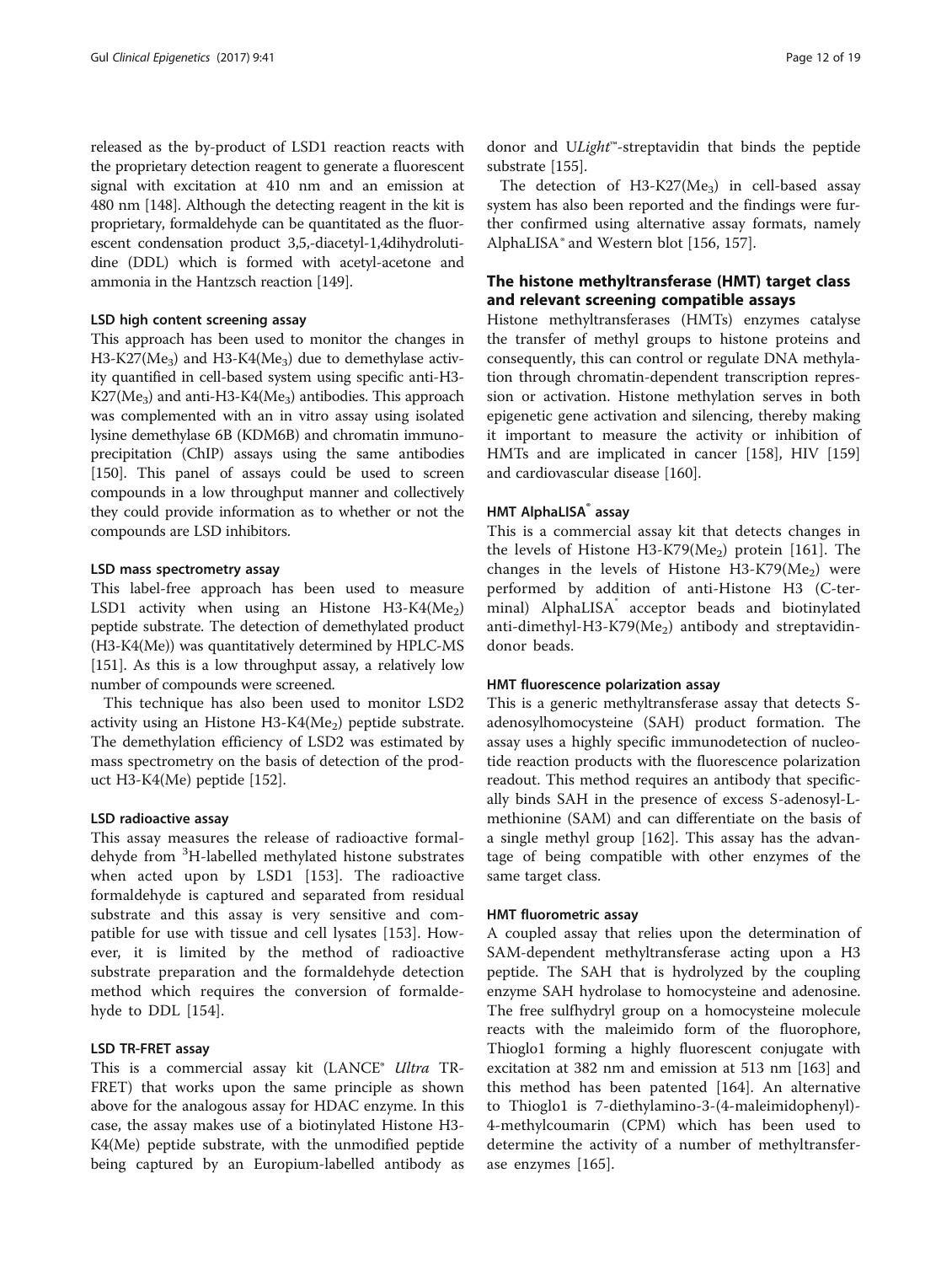released as the by-product of LSD1 reaction reacts with the proprietary detection reagent to generate a fluorescent signal with excitation at 410 nm and an emission at 480 nm [148]. Although the detecting reagent in the kit is proprietary, formaldehyde can be quantitated as the fluorescent condensation product 3,5,-diacetyl-1,4dihydrolutidine (DDL) which is formed with acetyl-acetone and ammonia in the Hantzsch reaction [149].

#### LSD high content screening assay

This approach has been used to monitor the changes in H3-K27($Me_3$) and H3-K4($Me_3$) due to demethylase activity quantified in cell-based system using specific anti-H3-K27($Me_3$) and anti-H3-K4($Me_3$) antibodies. This approach was complemented with an in vitro assay using isolated lysine demethylase 6B (KDM6B) and chromatin immunoprecipitation (ChIP) assays using the same antibodies [150]. This panel of assays could be used to screen compounds in a low throughput manner and collectively they could provide information as to whether or not the compounds are LSD inhibitors.

#### LSD mass spectrometry assay

This label-free approach has been used to measure LSD1 activity when using an Histone H3-K4($Me_2$) peptide substrate. The detection of demethylated product (H3-K4(Me)) was quantitatively determined by HPLC-MS [151]. As this is a low throughput assay, a relatively low number of compounds were screened.

This technique has also been used to monitor LSD2 activity using an Histone H3-K4($Me_2$) peptide substrate. The demethylation efficiency of LSD2 was estimated by mass spectrometry on the basis of detection of the product H3-K4(Me) peptide [152].

#### LSD radioactive assay

This assay measures the release of radioactive formaldehyde from $^3$H-labelled methylated histone substrates when acted upon by LSD1 [153]. The radioactive formaldehyde is captured and separated from residual substrate and this assay is very sensitive and compatible for use with tissue and cell lysates [153]. However, it is limited by the method of radioactive substrate preparation and the formaldehyde detection method which requires the conversion of formaldehyde to DDL [154].

#### LSD TR-FRET assay

This is a commercial assay kit (LANCE® *Ultra* TR-FRET) that works upon the same principle as shown above for the analogous assay for HDAC enzyme. In this case, the assay makes use of a biotinylated Histone H3-K4(Me) peptide substrate, with the unmodified peptide being captured by an Europium-labelled antibody as donor and U*Light*™-streptavidin that binds the peptide substrate [155].

The detection of H3-K27($Me_3$) in cell-based assay system has also been reported and the findings were further confirmed using alternative assay formats, namely AlphaLISA® and Western blot [156, 157].

### The histone methyltransferase (HMT) target class and relevant screening compatible assays

Histone methyltransferases (HMTs) enzymes catalyse the transfer of methyl groups to histone proteins and consequently, this can control or regulate DNA methylation through chromatin-dependent transcription repression or activation. Histone methylation serves in both epigenetic gene activation and silencing, thereby making it important to measure the activity or inhibition of HMTs and are implicated in cancer [158], HIV [159] and cardiovascular disease [160].

#### HMT AlphaLISA® assay

This is a commercial assay kit that detects changes in the levels of Histone H3-K79($Me_2$) protein [161]. The changes in the levels of Histone H3-K79($Me_2$) were performed by addition of anti-Histone H3 (C-terminal) AlphaLISA® acceptor beads and biotinylated anti-dimethyl-H3-K79($Me_2$) antibody and streptavidin-donor beads.

#### HMT fluorescence polarization assay

This is a generic methyltransferase assay that detects S-adenosylhomocysteine (SAH) product formation. The assay uses a highly specific immunodetection of nucleotide reaction products with the fluorescence polarization readout. This method requires an antibody that specifically binds SAH in the presence of excess S-adenosyl-L-methionine (SAM) and can differentiate on the basis of a single methyl group [162]. This assay has the advantage of being compatible with other enzymes of the same target class.

#### HMT fluorometric assay

A coupled assay that relies upon the determination of SAM-dependent methyltransferase acting upon a H3 peptide. The SAH that is hydrolyzed by the coupling enzyme SAH hydrolase to homocysteine and adenosine. The free sulfhydryl group on a homocysteine molecule reacts with the maleimido form of the fluorophore, Thioglo1 forming a highly fluorescent conjugate with excitation at 382 nm and emission at 513 nm [163] and this method has been patented [164]. An alternative to Thioglo1 is 7-diethylamino-3-(4-maleimidophenyl)-4-methylcoumarin (CPM) which has been used to determine the activity of a number of methyltransferase enzymes [165].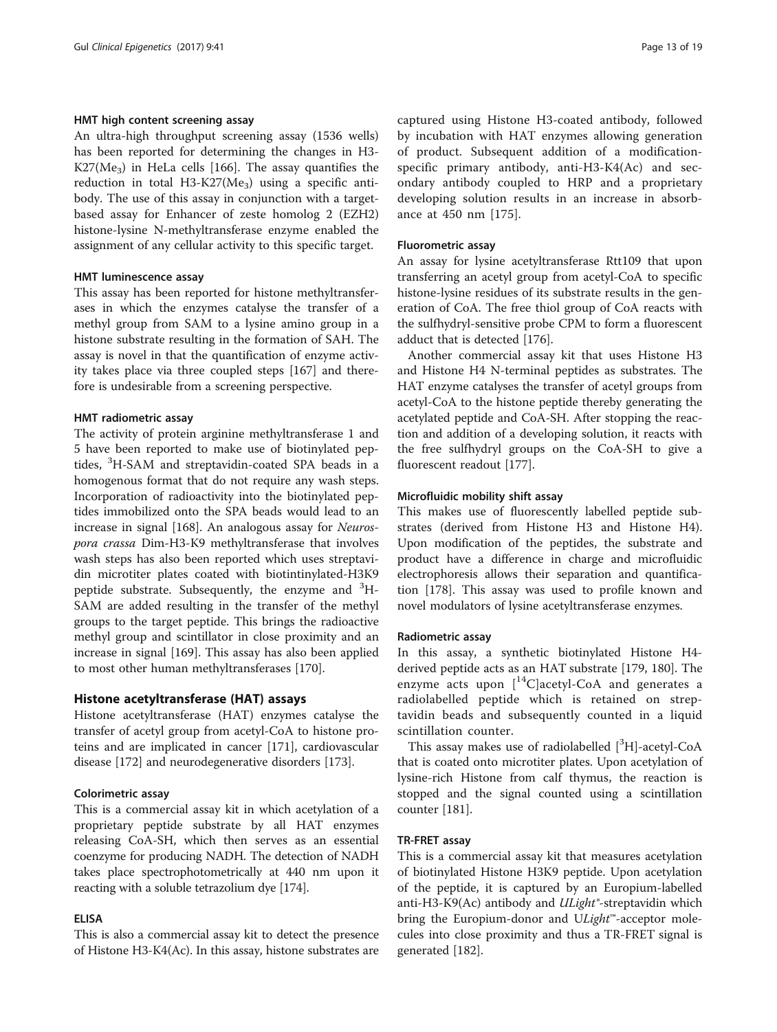#### HMT high content screening assay

An ultra-high throughput screening assay (1536 wells) has been reported for determining the changes in H3-K27($Me_3$) in HeLa cells [166]. The assay quantifies the reduction in total H3-K27($Me_3$) using a specific antibody. The use of this assay in conjunction with a target-based assay for Enhancer of zeste homolog 2 (EZH2) histone-lysine N-methyltransferase enzyme enabled the assignment of any cellular activity to this specific target.

#### HMT luminescence assay

This assay has been reported for histone methyltransferases in which the enzymes catalyse the transfer of a methyl group from SAM to a lysine amino group in a histone substrate resulting in the formation of SAH. The assay is novel in that the quantification of enzyme activity takes place via three coupled steps [167] and therefore is undesirable from a screening perspective.

#### HMT radiometric assay

The activity of protein arginine methyltransferase 1 and 5 have been reported to make use of biotinylated peptides, $^3$H-SAM and streptavidin-coated SPA beads in a homogenous format that do not require any wash steps. Incorporation of radioactivity into the biotinylated peptides immobilized onto the SPA beads would lead to an increase in signal [168]. An analogous assay for *Neurospora crassa* Dim-H3-K9 methyltransferase that involves wash steps has also been reported which uses streptavidin microtiter plates coated with biotintinylated-H3K9 peptide substrate. Subsequently, the enzyme and $^3$H-SAM are added resulting in the transfer of the methyl groups to the target peptide. This brings the radioactive methyl group and scintillator in close proximity and an increase in signal [169]. This assay has also been applied to most other human methyltransferases [170].

### Histone acetyltransferase (HAT) assays

Histone acetyltransferase (HAT) enzymes catalyse the transfer of acetyl group from acetyl-CoA to histone proteins and are implicated in cancer [171], cardiovascular disease [172] and neurodegenerative disorders [173].

#### Colorimetric assay

This is a commercial assay kit in which acetylation of a proprietary peptide substrate by all HAT enzymes releasing CoA-SH, which then serves as an essential coenzyme for producing NADH. The detection of NADH takes place spectrophotometrically at 440 nm upon it reacting with a soluble tetrazolium dye [174].

#### ELISA

This is also a commercial assay kit to detect the presence of Histone H3-K4(Ac). In this assay, histone substrates are captured using Histone H3-coated antibody, followed by incubation with HAT enzymes allowing generation of product. Subsequent addition of a modification-specific primary antibody, anti-H3-K4(Ac) and secondary antibody coupled to HRP and a proprietary developing solution results in an increase in absorbance at 450 nm [175].

#### Fluorometric assay

An assay for lysine acetyltransferase Rtt109 that upon transferring an acetyl group from acetyl-CoA to specific histone-lysine residues of its substrate results in the generation of CoA. The free thiol group of CoA reacts with the sulfhydryl-sensitive probe CPM to form a fluorescent adduct that is detected [176].

Another commercial assay kit that uses Histone H3 and Histone H4 N-terminal peptides as substrates. The HAT enzyme catalyses the transfer of acetyl groups from acetyl-CoA to the histone peptide thereby generating the acetylated peptide and CoA-SH. After stopping the reaction and addition of a developing solution, it reacts with the free sulfhydryl groups on the CoA-SH to give a fluorescent readout [177].

#### Microfluidic mobility shift assay

This makes use of fluorescently labelled peptide substrates (derived from Histone H3 and Histone H4). Upon modification of the peptides, the substrate and product have a difference in charge and microfluidic electrophoresis allows their separation and quantification [178]. This assay was used to profile known and novel modulators of lysine acetyltransferase enzymes.

#### Radiometric assay

In this assay, a synthetic biotinylated Histone H4-derived peptide acts as an HAT substrate [179, 180]. The enzyme acts upon [$^{14}$C]acetyl-CoA and generates a radiolabelled peptide which is retained on streptavidin beads and subsequently counted in a liquid scintillation counter.

This assay makes use of radiolabelled [$^3$H]-acetyl-CoA that is coated onto microtiter plates. Upon acetylation of lysine-rich Histone from calf thymus, the reaction is stopped and the signal counted using a scintillation counter [181].

#### TR-FRET assay

This is a commercial assay kit that measures acetylation of biotinylated Histone H3K9 peptide. Upon acetylation of the peptide, it is captured by an Europium-labelled anti-H3-K9(Ac) antibody and *ULight*®-streptavidin which bring the Europium-donor and U*Light*™-acceptor molecules into close proximity and thus a TR-FRET signal is generated [182].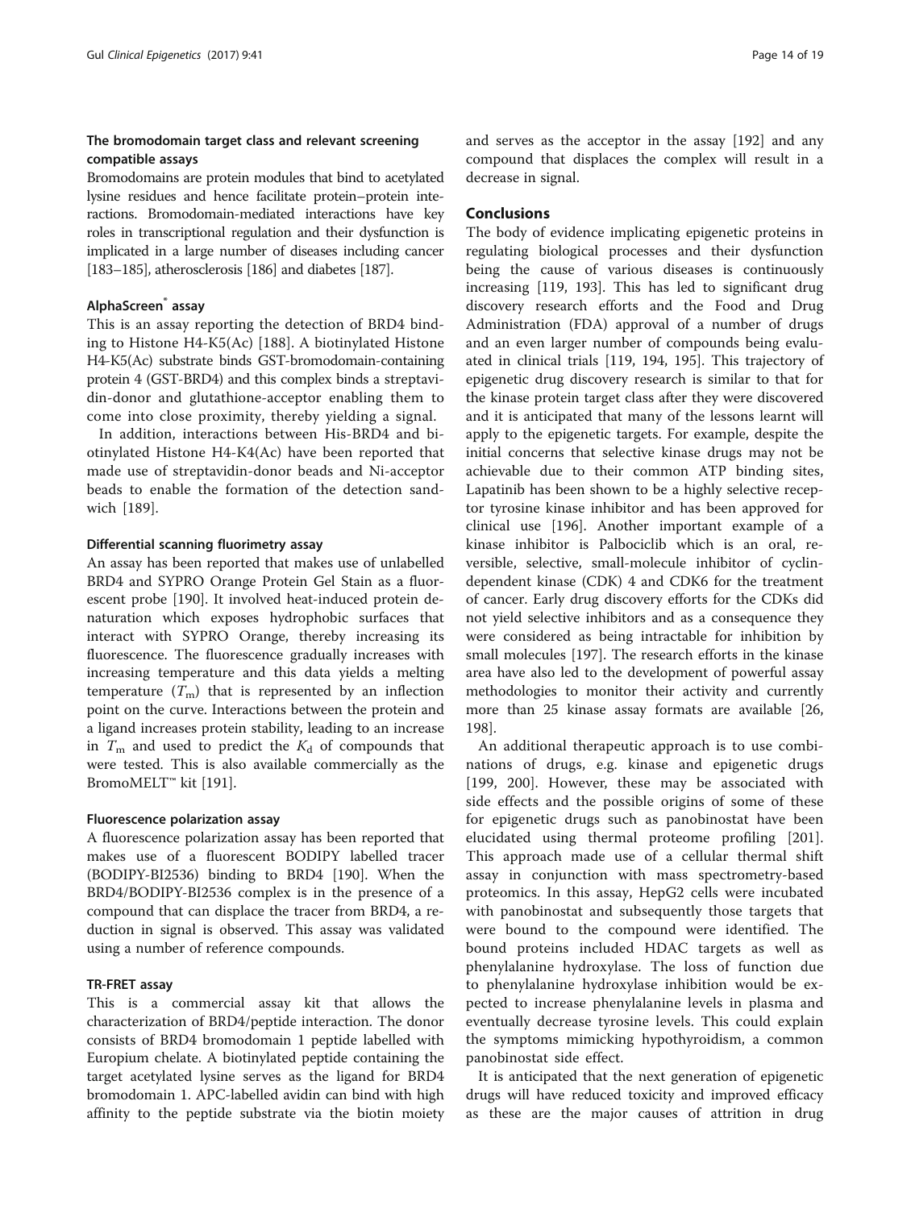### The bromodomain target class and relevant screening compatible assays

Bromodomains are protein modules that bind to acetylated lysine residues and hence facilitate protein–protein interactions. Bromodomain-mediated interactions have key roles in transcriptional regulation and their dysfunction is implicated in a large number of diseases including cancer [183–185], atherosclerosis [186] and diabetes [187].

#### AlphaScreen® assay

This is an assay reporting the detection of BRD4 binding to Histone H4-K5(Ac) [188]. A biotinylated Histone H4-K5(Ac) substrate binds GST-bromodomain-containing protein 4 (GST-BRD4) and this complex binds a streptavidin-donor and glutathione-acceptor enabling them to come into close proximity, thereby yielding a signal.

In addition, interactions between His-BRD4 and biotinylated Histone H4-K4(Ac) have been reported that made use of streptavidin-donor beads and Ni-acceptor beads to enable the formation of the detection sandwich [189].

#### Differential scanning fluorimetry assay

An assay has been reported that makes use of unlabelled BRD4 and SYPRO Orange Protein Gel Stain as a fluorescent probe [190]. It involved heat-induced protein denaturation which exposes hydrophobic surfaces that interact with SYPRO Orange, thereby increasing its fluorescence. The fluorescence gradually increases with increasing temperature and this data yields a melting temperature ($T_m$) that is represented by an inflection point on the curve. Interactions between the protein and a ligand increases protein stability, leading to an increase in $T_m$ and used to predict the $K_d$ of compounds that were tested. This is also available commercially as the BromoMELT™ kit [191].

#### Fluorescence polarization assay

A fluorescence polarization assay has been reported that makes use of a fluorescent BODIPY labelled tracer (BODIPY-BI2536) binding to BRD4 [190]. When the BRD4/BODIPY-BI2536 complex is in the presence of a compound that can displace the tracer from BRD4, a reduction in signal is observed. This assay was validated using a number of reference compounds.

#### TR-FRET assay

This is a commercial assay kit that allows the characterization of BRD4/peptide interaction. The donor consists of BRD4 bromodomain 1 peptide labelled with Europium chelate. A biotinylated peptide containing the target acetylated lysine serves as the ligand for BRD4 bromodomain 1. APC-labelled avidin can bind with high affinity to the peptide substrate via the biotin moiety and serves as the acceptor in the assay [192] and any compound that displaces the complex will result in a decrease in signal.

## Conclusions

The body of evidence implicating epigenetic proteins in regulating biological processes and their dysfunction being the cause of various diseases is continuously increasing [119, 193]. This has led to significant drug discovery research efforts and the Food and Drug Administration (FDA) approval of a number of drugs and an even larger number of compounds being evaluated in clinical trials [119, 194, 195]. This trajectory of epigenetic drug discovery research is similar to that for the kinase protein target class after they were discovered and it is anticipated that many of the lessons learnt will apply to the epigenetic targets. For example, despite the initial concerns that selective kinase drugs may not be achievable due to their common ATP binding sites, Lapatinib has been shown to be a highly selective receptor tyrosine kinase inhibitor and has been approved for clinical use [196]. Another important example of a kinase inhibitor is Palbociclib which is an oral, reversible, selective, small-molecule inhibitor of cyclin-dependent kinase (CDK) 4 and CDK6 for the treatment of cancer. Early drug discovery efforts for the CDKs did not yield selective inhibitors and as a consequence they were considered as being intractable for inhibition by small molecules [197]. The research efforts in the kinase area have also led to the development of powerful assay methodologies to monitor their activity and currently more than 25 kinase assay formats are available [26, 198].

An additional therapeutic approach is to use combinations of drugs, e.g. kinase and epigenetic drugs [199, 200]. However, these may be associated with side effects and the possible origins of some of these for epigenetic drugs such as panobinostat have been elucidated using thermal proteome profiling [201]. This approach made use of a cellular thermal shift assay in conjunction with mass spectrometry-based proteomics. In this assay, HepG2 cells were incubated with panobinostat and subsequently those targets that were bound to the compound were identified. The bound proteins included HDAC targets as well as phenylalanine hydroxylase. The loss of function due to phenylalanine hydroxylase inhibition would be expected to increase phenylalanine levels in plasma and eventually decrease tyrosine levels. This could explain the symptoms mimicking hypothyroidism, a common panobinostat side effect.

It is anticipated that the next generation of epigenetic drugs will have reduced toxicity and improved efficacy as these are the major causes of attrition in drug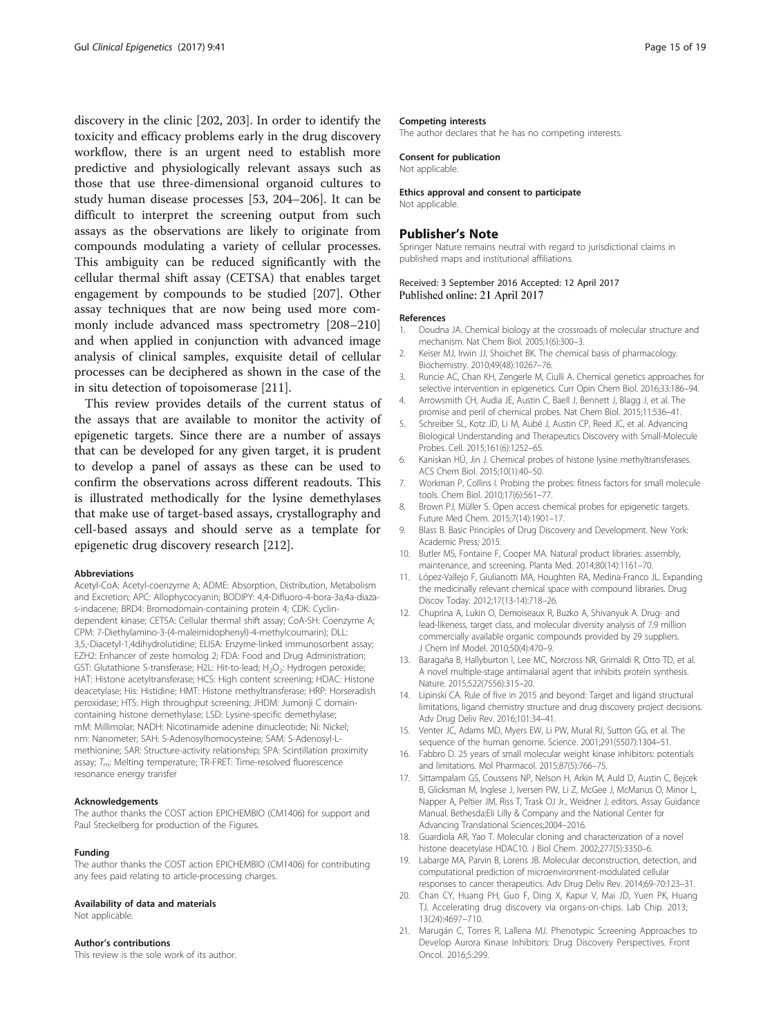discovery in the clinic [202, 203]. In order to identify the toxicity and efficacy problems early in the drug discovery workflow, there is an urgent need to establish more predictive and physiologically relevant assays such as those that use three-dimensional organoid cultures to study human disease processes [53, 204–206]. It can be difficult to interpret the screening output from such assays as the observations are likely to originate from compounds modulating a variety of cellular processes. This ambiguity can be reduced significantly with the cellular thermal shift assay (CETSA) that enables target engagement by compounds to be studied [207]. Other assay techniques that are now being used more commonly include advanced mass spectrometry [208–210] and when applied in conjunction with advanced image analysis of clinical samples, exquisite detail of cellular processes can be deciphered as shown in the case of the in situ detection of topoisomerase [211].

This review provides details of the current status of the assays that are available to monitor the activity of epigenetic targets. Since there are a number of assays that can be developed for any given target, it is prudent to develop a panel of assays as these can be used to confirm the observations across different readouts. This is illustrated methodically for the lysine demethylases that make use of target-based assays, crystallography and cell-based assays and should serve as a template for epigenetic drug discovery research [212].

#### Abbreviations

Acetyl-CoA: Acetyl-coenzyme A; ADME: Absorption, Distribution, Metabolism and Excretion; APC: Allophycocyanin; BODIPY: 4,4-Difluoro-4-bora-3a,4a-diaza-s-indacene; BRD4: Bromodomain-containing protein 4; CDK: Cyclin-dependent kinase; CETSA: Cellular thermal shift assay; CoA-SH: Coenzyme A; CPM: 7-Diethylamino-3-(4-maleimidophenyl)-4-methylcoumarin); DLL: 3,5,-Diacetyl-1,4dihydrolutidine; ELISA: Enzyme-linked immunosorbent assay; EZH2: Enhancer of zeste homolog 2; FDA: Food and Drug Administration; GST: Glutathione S-transferase; H2L: Hit-to-lead; $H_2O_2$: Hydrogen peroxide; HAT: Histone acetyltransferase; HCS: High content screening; HDAC: Histone deacetylase; His: Histidine; HMT: Histone methyltransferase; HRP: Horseradish peroxidase; HTS: High throughput screening; JHDM: Jumonji C domain-containing histone demethylase; LSD: Lysine-specific demethylase; mM: Millimolar; NADH: Nicotinamide adenine dinucleotide; Ni: Nickel; nm: Nanometer; SAH: S-Adenosylhomocysteine; SAM: S-Adenosyl-L-methionine; SAR: Structure-activity relationship; SPA: Scintillation proximity assay; $T_m$: Melting temperature; TR-FRET: Time-resolved fluorescence resonance energy transfer

#### Acknowledgements

The author thanks the COST action EPICHEMBIO (CM1406) for support and Paul Steckelberg for production of the Figures.

#### Funding

The author thanks the COST action EPICHEMBIO (CM1406) for contributing any fees paid relating to article-processing charges.

#### Availability of data and materials

Not applicable.

#### Author's contributions

This review is the sole work of its author.

#### Competing interests

The author declares that he has no competing interests.

#### Consent for publication

Not applicable.

#### Ethics approval and consent to participate

Not applicable.

### Publisher's Note

Springer Nature remains neutral with regard to jurisdictional claims in published maps and institutional affiliations.

Received: 3 September 2016 Accepted: 12 April 2017
Published online: 21 April 2017

#### References

1. Doudna JA. Chemical biology at the crossroads of molecular structure and mechanism. Nat Chem Biol. 2005;1(6):300–3.
2. Keiser MJ, Irwin JJ, Shoichet BK. The chemical basis of pharmacology. Biochemistry. 2010;49(48):10267–76.
3. Runcie AC, Chan KH, Zengerle M, Ciulli A. Chemical genetics approaches for selective intervention in epigenetics. Curr Opin Chem Biol. 2016;33:186–94.
4. Arrowsmith CH, Audia JE, Austin C, Baell J, Bennett J, Blagg J, et al. The promise and peril of chemical probes. Nat Chem Biol. 2015;11:536–41.
5. Schreiber SL, Kotz JD, Li M, Aubé J, Austin CP, Reed JC, et al. Advancing Biological Understanding and Therapeutics Discovery with Small-Molecule Probes. Cell. 2015;161(6):1252–65.
6. Kaniskan HÜ, Jin J. Chemical probes of histone lysine methyltransferases. ACS Chem Biol. 2015;10(1):40–50.
7. Workman P, Collins I. Probing the probes: fitness factors for small molecule tools. Chem Biol. 2010;17(6):561–77.
8. Brown PJ, Müller S. Open access chemical probes for epigenetic targets. Future Med Chem. 2015;7(14):1901–17.
9. Blass B. Basic Principles of Drug Discovery and Development. New York: Academic Press; 2015.
10. Butler MS, Fontaine F, Cooper MA. Natural product libraries: assembly, maintenance, and screening. Planta Med. 2014;80(14):1161–70.
11. López-Vallejo F, Giulianotti MA, Houghten RA, Medina-Franco JL. Expanding the medicinally relevant chemical space with compound libraries. Drug Discov Today. 2012;17(13-14):718–26.
12. Chuprina A, Lukin O, Demoiseaux R, Buzko A, Shivanyuk A. Drug- and lead-likeness, target class, and molecular diversity analysis of 7.9 million commercially available organic compounds provided by 29 suppliers. J Chem Inf Model. 2010;50(4):470–9.
13. Baragaña B, Hallyburton I, Lee MC, Norcross NR, Grimaldi R, Otto TD, et al. A novel multiple-stage antimalarial agent that inhibits protein synthesis. Nature. 2015;522(7556):315–20.
14. Lipinski CA. Rule of five in 2015 and beyond: Target and ligand structural limitations, ligand chemistry structure and drug discovery project decisions. Adv Drug Deliv Rev. 2016;101:34–41.
15. Venter JC, Adams MD, Myers EW, Li PW, Mural RJ, Sutton GG, et al. The sequence of the human genome. Science. 2001;291(5507):1304–51.
16. Fabbro D. 25 years of small molecular weight kinase inhibitors: potentials and limitations. Mol Pharmacol. 2015;87(5):766–75.
17. Sittampalam GS, Coussens NP, Nelson H, Arkin M, Auld D, Austin C, Bejcek B, Glicksman M, Inglese J, Iversen PW, Li Z, McGee J, McManus O, Minor L, Napper A, Peltier JM, Riss T, Trask OJ Jr., Weidner J, editors. Assay Guidance Manual. Bethesda:Eli Lilly & Company and the National Center for Advancing Translational Sciences;2004–2016.
18. Guardiola AR, Yao T. Molecular cloning and characterization of a novel histone deacetylase HDAC10. J Biol Chem. 2002;277(5):3350–6.
19. Labarge MA, Parvin B, Lorens JB. Molecular deconstruction, detection, and computational prediction of microenvironment-modulated cellular responses to cancer therapeutics. Adv Drug Deliv Rev. 2014;69-70:123–31.
20. Chan CY, Huang PH, Guo F, Ding X, Kapur V, Mai JD, Yuen PK, Huang TJ. Accelerating drug discovery via organs-on-chips. Lab Chip. 2013; 13(24):4697–710.
21. Marugán C, Torres R, Lallena MJ. Phenotypic Screening Approaches to Develop Aurora Kinase Inhibitors: Drug Discovery Perspectives. Front Oncol. 2016;5:299.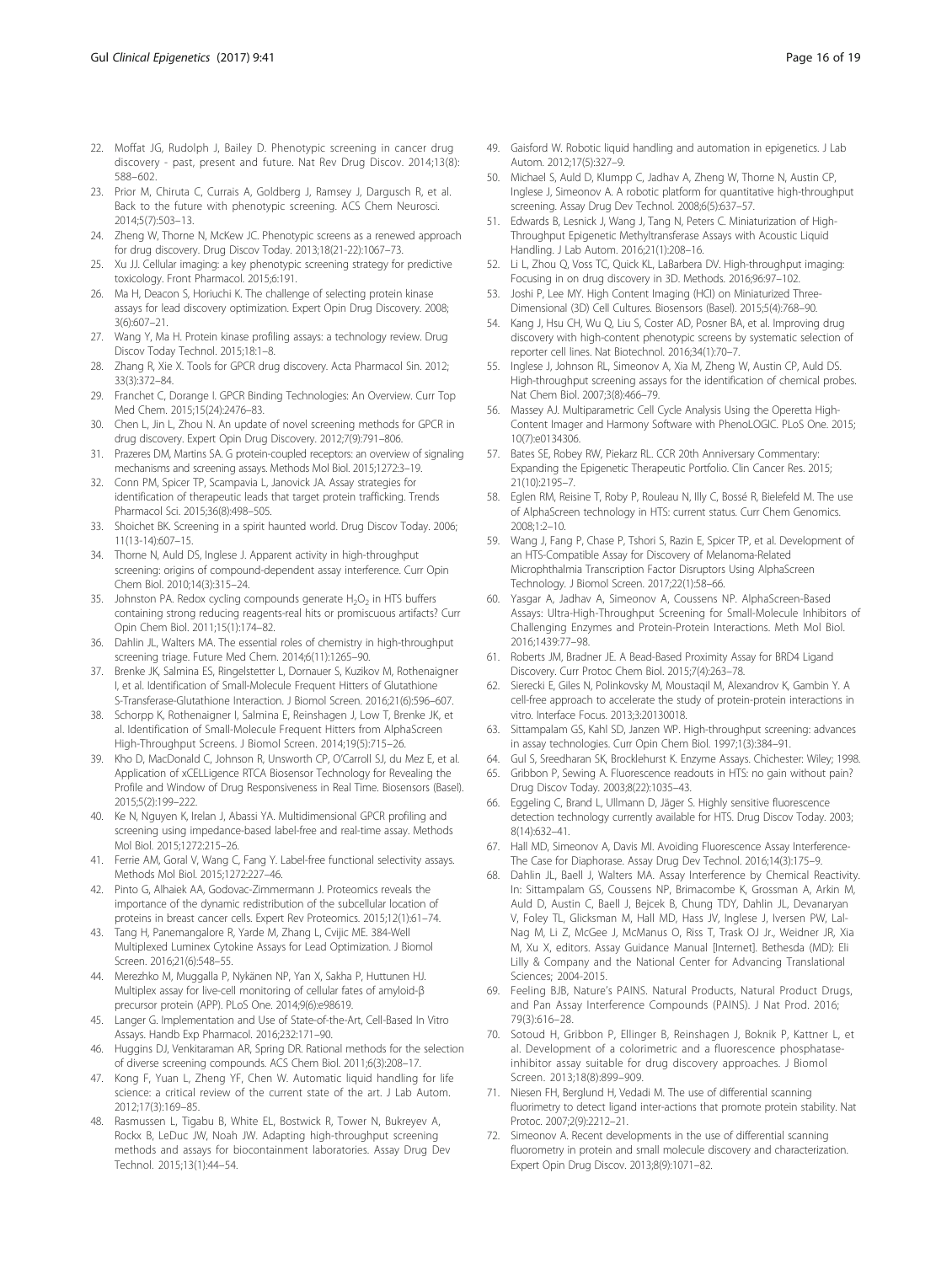22. Moffat JG, Rudolph J, Bailey D. Phenotypic screening in cancer drug discovery - past, present and future. Nat Rev Drug Discov. 2014;13(8):588–602.
23. Prior M, Chiruta C, Currais A, Goldberg J, Ramsey J, Dargusch R, et al. Back to the future with phenotypic screening. ACS Chem Neurosci. 2014;5(7):503–13.
24. Zheng W, Thorne N, McKew JC. Phenotypic screens as a renewed approach for drug discovery. Drug Discov Today. 2013;18(21-22):1067–73.
25. Xu JJ. Cellular imaging: a key phenotypic screening strategy for predictive toxicology. Front Pharmacol. 2015;6:191.
26. Ma H, Deacon S, Horiuchi K. The challenge of selecting protein kinase assays for lead discovery optimization. Expert Opin Drug Discovery. 2008; 3(6):607–21.
27. Wang Y, Ma H. Protein kinase profiling assays: a technology review. Drug Discov Today Technol. 2015;18:1–8.
28. Zhang R, Xie X. Tools for GPCR drug discovery. Acta Pharmacol Sin. 2012; 33(3):372–84.
29. Franchet C, Dorange I. GPCR Binding Technologies: An Overview. Curr Top Med Chem. 2015;15(24):2476–83.
30. Chen L, Jin L, Zhou N. An update of novel screening methods for GPCR in drug discovery. Expert Opin Drug Discovery. 2012;7(9):791–806.
31. Prazeres DM, Martins SA. G protein-coupled receptors: an overview of signaling mechanisms and screening assays. Methods Mol Biol. 2015;1272:3–19.
32. Conn PM, Spicer TP, Scampavia L, Janovick JA. Assay strategies for identification of therapeutic leads that target protein trafficking. Trends Pharmacol Sci. 2015;36(8):498–505.
33. Shoichet BK. Screening in a spirit haunted world. Drug Discov Today. 2006; 11(13-14):607–15.
34. Thorne N, Auld DS, Inglese J. Apparent activity in high-throughput screening: origins of compound-dependent assay interference. Curr Opin Chem Biol. 2010;14(3):315–24.
35. Johnston PA. Redox cycling compounds generate $H_2O_2$ in HTS buffers containing strong reducing reagents-real hits or promiscuous artifacts? Curr Opin Chem Biol. 2011;15(1):174–82.
36. Dahlin JL, Walters MA. The essential roles of chemistry in high-throughput screening triage. Future Med Chem. 2014;6(11):1265–90.
37. Brenke JK, Salmina ES, Ringelstetter L, Dornauer S, Kuzikov M, Rothenaigner I, et al. Identification of Small-Molecule Frequent Hitters of Glutathione S-Transferase-Glutathione Interaction. J Biomol Screen. 2016;21(6):596–607.
38. Schorpp K, Rothenaigner I, Salmina E, Reinshagen J, Low T, Brenke JK, et al. Identification of Small-Molecule Frequent Hitters from AlphaScreen High-Throughput Screens. J Biomol Screen. 2014;19(5):715–26.
39. Kho D, MacDonald C, Johnson R, Unsworth CP, O'Carroll SJ, du Mez E, et al. Application of xCELLigence RTCA Biosensor Technology for Revealing the Profile and Window of Drug Responsiveness in Real Time. Biosensors (Basel). 2015;5(2):199–222.
40. Ke N, Nguyen K, Irelan J, Abassi YA. Multidimensional GPCR profiling and screening using impedance-based label-free and real-time assay. Methods Mol Biol. 2015;1272:215–26.
41. Ferrie AM, Goral V, Wang C, Fang Y. Label-free functional selectivity assays. Methods Mol Biol. 2015;1272:227–46.
42. Pinto G, Alhaiek AA, Godovac-Zimmermann J. Proteomics reveals the importance of the dynamic redistribution of the subcellular location of proteins in breast cancer cells. Expert Rev Proteomics. 2015;12(1):61–74.
43. Tang H, Panemangalore R, Yarde M, Zhang L, Cvijic ME. 384-Well Multiplexed Luminex Cytokine Assays for Lead Optimization. J Biomol Screen. 2016;21(6):548–55.
44. Merezhko M, Muggalla P, Nykänen NP, Yan X, Sakha P, Huttunen HJ. Multiplex assay for live-cell monitoring of cellular fates of amyloid-β precursor protein (APP). PLoS One. 2014;9(6):e98619.
45. Langer G. Implementation and Use of State-of-the-Art, Cell-Based In Vitro Assays. Handb Exp Pharmacol. 2016;232:171–90.
46. Huggins DJ, Venkitaraman AR, Spring DR. Rational methods for the selection of diverse screening compounds. ACS Chem Biol. 2011;6(3):208–17.
47. Kong F, Yuan L, Zheng YF, Chen W. Automatic liquid handling for life science: a critical review of the current state of the art. J Lab Autom. 2012;17(3):169–85.
48. Rasmussen L, Tigabu B, White EL, Bostwick R, Tower N, Bukreyev A, Rockx B, LeDuc JW, Noah JW. Adapting high-throughput screening methods and assays for biocontainment laboratories. Assay Drug Dev Technol. 2015;13(1):44–54.
49. Gaisford W. Robotic liquid handling and automation in epigenetics. J Lab Autom. 2012;17(5):327–9.
50. Michael S, Auld D, Klumpp C, Jadhav A, Zheng W, Thorne N, Austin CP, Inglese J, Simeonov A. A robotic platform for quantitative high-throughput screening. Assay Drug Dev Technol. 2008;6(5):637–57.
51. Edwards B, Lesnick J, Wang J, Tang N, Peters C. Miniaturization of High-Throughput Epigenetic Methyltransferase Assays with Acoustic Liquid Handling. J Lab Autom. 2016;21(1):208–16.
52. Li L, Zhou Q, Voss TC, Quick KL, LaBarbera DV. High-throughput imaging: Focusing in on drug discovery in 3D. Methods. 2016;96:97–102.
53. Joshi P, Lee MY. High Content Imaging (HCI) on Miniaturized Three-Dimensional (3D) Cell Cultures. Biosensors (Basel). 2015;5(4):768–90.
54. Kang J, Hsu CH, Wu Q, Liu S, Coster AD, Posner BA, et al. Improving drug discovery with high-content phenotypic screens by systematic selection of reporter cell lines. Nat Biotechnol. 2016;34(1):70–7.
55. Inglese J, Johnson RL, Simeonov A, Xia M, Zheng W, Austin CP, Auld DS. High-throughput screening assays for the identification of chemical probes. Nat Chem Biol. 2007;3(8):466–79.
56. Massey AJ. Multiparametric Cell Cycle Analysis Using the Operetta High-Content Imager and Harmony Software with PhenoLOGIC. PLoS One. 2015; 10(7):e0134306.
57. Bates SE, Robey RW, Piekarz RL. CCR 20th Anniversary Commentary: Expanding the Epigenetic Therapeutic Portfolio. Clin Cancer Res. 2015; 21(10):2195–7.
58. Eglen RM, Reisine T, Roby P, Rouleau N, Illy C, Bossé R, Bielefeld M. The use of AlphaScreen technology in HTS: current status. Curr Chem Genomics. 2008;1:2–10.
59. Wang J, Fang P, Chase P, Tshori S, Razin E, Spicer TP, et al. Development of an HTS-Compatible Assay for Discovery of Melanoma-Related Microphthalmia Transcription Factor Disruptors Using AlphaScreen Technology. J Biomol Screen. 2017;22(1):58–66.
60. Yasgar A, Jadhav A, Simeonov A, Coussens NP. AlphaScreen-Based Assays: Ultra-High-Throughput Screening for Small-Molecule Inhibitors of Challenging Enzymes and Protein-Protein Interactions. Meth Mol Biol. 2016;1439:77–98.
61. Roberts JM, Bradner JE. A Bead-Based Proximity Assay for BRD4 Ligand Discovery. Curr Protoc Chem Biol. 2015;7(4):263–78.
62. Sierecki E, Giles N, Polinkovsky M, Moustaqil M, Alexandrov K, Gambin Y. A cell-free approach to accelerate the study of protein-protein interactions in vitro. Interface Focus. 2013;3:20130018.
63. Sittampalam GS, Kahl SD, Janzen WP. High-throughput screening: advances in assay technologies. Curr Opin Chem Biol. 1997;1(3):384–91.
64. Gul S, Sreedharan SK, Brocklehurst K. Enzyme Assays. Chichester: Wiley; 1998.
65. Gribbon P, Sewing A. Fluorescence readouts in HTS: no gain without pain? Drug Discov Today. 2003;8(22):1035–43.
66. Eggeling C, Brand L, Ullmann D, Jäger S. Highly sensitive fluorescence detection technology currently available for HTS. Drug Discov Today. 2003; 8(14):632–41.
67. Hall MD, Simeonov A, Davis MI. Avoiding Fluorescence Assay Interference-The Case for Diaphorase. Assay Drug Dev Technol. 2016;14(3):175–9.
68. Dahlin JL, Baell J, Walters MA. Assay Interference by Chemical Reactivity. In: Sittampalam GS, Coussens NP, Brimacombe K, Grossman A, Arkin M, Auld D, Austin C, Baell J, Bejcek B, Chung TDY, Dahlin JL, Devanaryan V, Foley TL, Glicksman M, Hall MD, Hass JV, Inglese J, Iversen PW, Lal-Nag M, Li Z, McGee J, McManus O, Riss T, Trask OJ Jr., Weidner JR, Xia M, Xu X, editors. Assay Guidance Manual [Internet]. Bethesda (MD): Eli Lilly & Company and the National Center for Advancing Translational Sciences; 2004-2015.
69. Feeling BJB, Nature's PAINS. Natural Products, Natural Product Drugs, and Pan Assay Interference Compounds (PAINS). J Nat Prod. 2016; 79(3):616–28.
70. Sotoud H, Gribbon P, Ellinger B, Reinshagen J, Boknik P, Kattner L, et al. Development of a colorimetric and a fluorescence phosphatase-inhibitor assay suitable for drug discovery approaches. J Biomol Screen. 2013;18(8):899–909.
71. Niesen FH, Berglund H, Vedadi M. The use of differential scanning fluorimetry to detect ligand inter-actions that promote protein stability. Nat Protoc. 2007;2(9):2212–21.
72. Simeonov A. Recent developments in the use of differential scanning fluorometry in protein and small molecule discovery and characterization. Expert Opin Drug Discov. 2013;8(9):1071–82.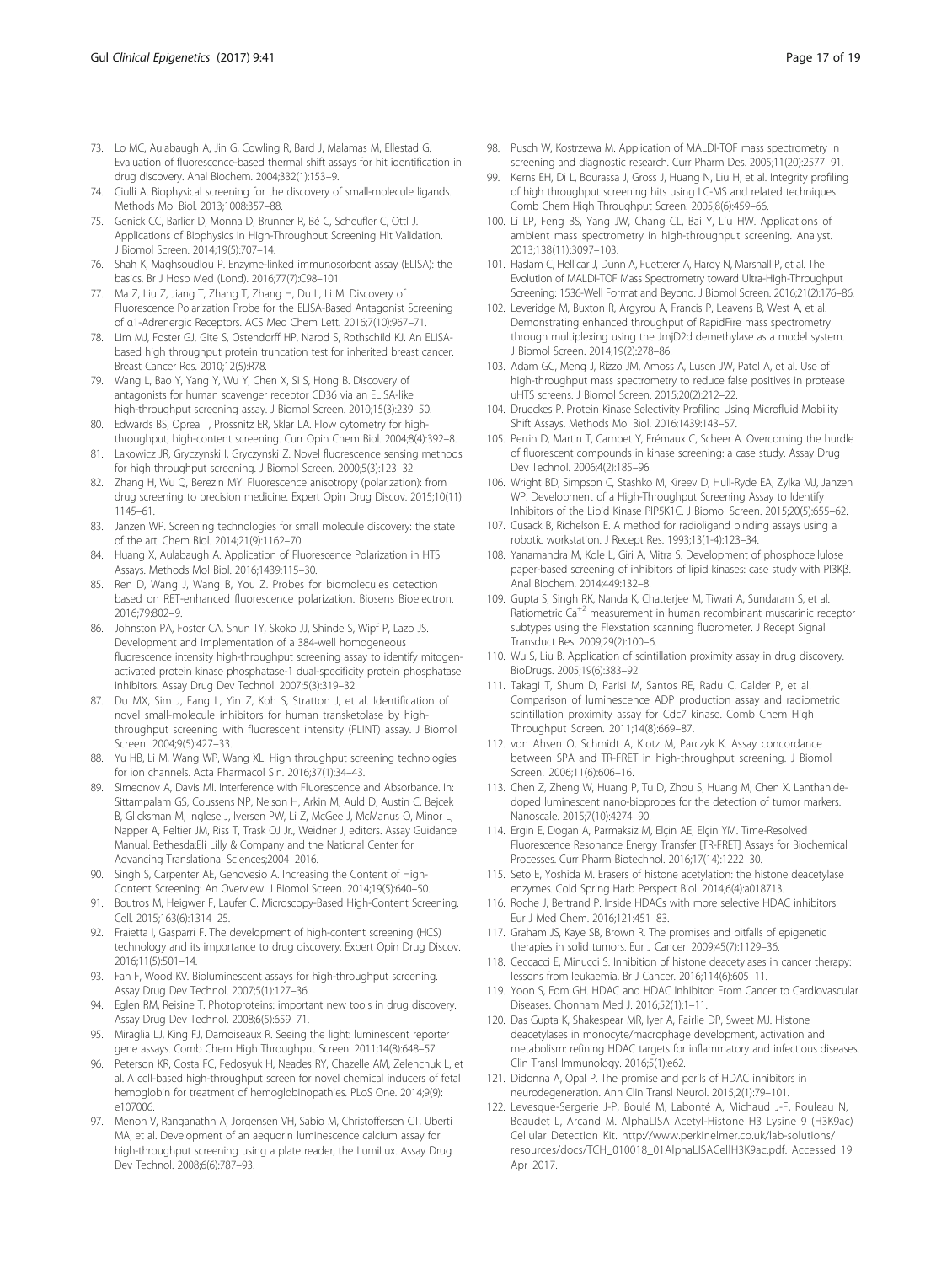73. Lo MC, Aulabaugh A, Jin G, Cowling R, Bard J, Malamas M, Ellestad G. Evaluation of fluorescence-based thermal shift assays for hit identification in drug discovery. Anal Biochem. 2004;332(1):153–9.
74. Ciulli A. Biophysical screening for the discovery of small-molecule ligands. Methods Mol Biol. 2013;1008:357–88.
75. Genick CC, Barlier D, Monna D, Brunner R, Bé C, Scheufler C, Ottl J. Applications of Biophysics in High-Throughput Screening Hit Validation. J Biomol Screen. 2014;19(5):707–14.
76. Shah K, Maghsoudlou P. Enzyme-linked immunosorbent assay (ELISA): the basics. Br J Hosp Med (Lond). 2016;77(7):C98–101.
77. Ma Z, Liu Z, Jiang T, Zhang T, Zhang H, Du L, Li M. Discovery of Fluorescence Polarization Probe for the ELISA-Based Antagonist Screening of α1-Adrenergic Receptors. ACS Med Chem Lett. 2016;7(10):967–71.
78. Lim MJ, Foster GJ, Gite S, Ostendorff HP, Narod S, Rothschild KJ. An ELISA-based high throughput protein truncation test for inherited breast cancer. Breast Cancer Res. 2010;12(5):R78.
79. Wang L, Bao Y, Yang Y, Wu Y, Chen X, Si S, Hong B. Discovery of antagonists for human scavenger receptor CD36 via an ELISA-like high-throughput screening assay. J Biomol Screen. 2010;15(3):239–50.
80. Edwards BS, Oprea T, Prossnitz ER, Sklar LA. Flow cytometry for high-throughput, high-content screening. Curr Opin Chem Biol. 2004;8(4):392–8.
81. Lakowicz JR, Gryczynski I, Gryczynski Z. Novel fluorescence sensing methods for high throughput screening. J Biomol Screen. 2000;5(3):123–32.
82. Zhang H, Wu Q, Berezin MY. Fluorescence anisotropy (polarization): from drug screening to precision medicine. Expert Opin Drug Discov. 2015;10(11): 1145–61.
83. Janzen WP. Screening technologies for small molecule discovery: the state of the art. Chem Biol. 2014;21(9):1162–70.
84. Huang X, Aulabaugh A. Application of Fluorescence Polarization in HTS Assays. Methods Mol Biol. 2016;1439:115–30.
85. Ren D, Wang J, Wang B, You Z. Probes for biomolecules detection based on RET-enhanced fluorescence polarization. Biosens Bioelectron. 2016;79:802–9.
86. Johnston PA, Foster CA, Shun TY, Skoko JJ, Shinde S, Wipf P, Lazo JS. Development and implementation of a 384-well homogeneous fluorescence intensity high-throughput screening assay to identify mitogen-activated protein kinase phosphatase-1 dual-specificity protein phosphatase inhibitors. Assay Drug Dev Technol. 2007;5(3):319–32.
87. Du MX, Sim J, Fang L, Yin Z, Koh S, Stratton J, et al. Identification of novel small-molecule inhibitors for human transketolase by high-throughput screening with fluorescent intensity (FLINT) assay. J Biomol Screen. 2004;9(5):427–33.
88. Yu HB, Li M, Wang WP, Wang XL. High throughput screening technologies for ion channels. Acta Pharmacol Sin. 2016;37(1):34–43.
89. Simeonov A, Davis MI. Interference with Fluorescence and Absorbance. In: Sittampalam GS, Coussens NP, Nelson H, Arkin M, Auld D, Austin C, Bejcek B, Glicksman M, Inglese J, Iversen PW, Li Z, McGee J, McManus O, Minor L, Napper A, Peltier JM, Riss T, Trask OJ Jr., Weidner J, editors. Assay Guidance Manual. Bethesda:Eli Lilly & Company and the National Center for Advancing Translational Sciences;2004–2016.
90. Singh S, Carpenter AE, Genovesio A. Increasing the Content of High-Content Screening: An Overview. J Biomol Screen. 2014;19(5):640–50.
91. Boutros M, Heigwer F, Laufer C. Microscopy-Based High-Content Screening. Cell. 2015;163(6):1314–25.
92. Fraietta I, Gasparri F. The development of high-content screening (HCS) technology and its importance to drug discovery. Expert Opin Drug Discov. 2016;11(5):501–14.
93. Fan F, Wood KV. Bioluminescent assays for high-throughput screening. Assay Drug Dev Technol. 2007;5(1):127–36.
94. Eglen RM, Reisine T. Photoproteins: important new tools in drug discovery. Assay Drug Dev Technol. 2008;6(5):659–71.
95. Miraglia LJ, King FJ, Damoiseaux R. Seeing the light: luminescent reporter gene assays. Comb Chem High Throughput Screen. 2011;14(8):648–57.
96. Peterson KR, Costa FC, Fedosyuk H, Neades RY, Chazelle AM, Zelenchuk L, et al. A cell-based high-throughput screen for novel chemical inducers of fetal hemoglobin for treatment of hemoglobinopathies. PLoS One. 2014;9(9): e107006.
97. Menon V, Ranganathn A, Jorgensen VH, Sabio M, Christoffersen CT, Uberti MA, et al. Development of an aequorin luminescence calcium assay for high-throughput screening using a plate reader, the LumiLux. Assay Drug Dev Technol. 2008;6(6):787–93.
98. Pusch W, Kostrzewa M. Application of MALDI-TOF mass spectrometry in screening and diagnostic research. Curr Pharm Des. 2005;11(20):2577–91.
99. Kerns EH, Di L, Bourassa J, Gross J, Huang N, Liu H, et al. Integrity profiling of high throughput screening hits using LC-MS and related techniques. Comb Chem High Throughput Screen. 2005;8(6):459–66.
100. Li LP, Feng BS, Yang JW, Chang CL, Bai Y, Liu HW. Applications of ambient mass spectrometry in high-throughput screening. Analyst. 2013;138(11):3097–103.
101. Haslam C, Hellicar J, Dunn A, Fuetterer A, Hardy N, Marshall P, et al. The Evolution of MALDI-TOF Mass Spectrometry toward Ultra-High-Throughput Screening: 1536-Well Format and Beyond. J Biomol Screen. 2016;21(2):176–86.
102. Leveridge M, Buxton R, Argyrou A, Francis P, Leavens B, West A, et al. Demonstrating enhanced throughput of RapidFire mass spectrometry through multiplexing using the JmjD2d demethylase as a model system. J Biomol Screen. 2014;19(2):278–86.
103. Adam GC, Meng J, Rizzo JM, Amoss A, Lusen JW, Patel A, et al. Use of high-throughput mass spectrometry to reduce false positives in protease uHTS screens. J Biomol Screen. 2015;20(2):212–22.
104. Drueckes P. Protein Kinase Selectivity Profiling Using Microfluid Mobility Shift Assays. Methods Mol Biol. 2016;1439:143–57.
105. Perrin D, Martin T, Cambet Y, Frémaux C, Scheer A. Overcoming the hurdle of fluorescent compounds in kinase screening: a case study. Assay Drug Dev Technol. 2006;4(2):185–96.
106. Wright BD, Simpson C, Stashko M, Kireev D, Hull-Ryde EA, Zylka MJ, Janzen WP. Development of a High-Throughput Screening Assay to Identify Inhibitors of the Lipid Kinase PIP5K1C. J Biomol Screen. 2015;20(5):655–62.
107. Cusack B, Richelson E. A method for radioligand binding assays using a robotic workstation. J Recept Res. 1993;13(1-4):123–34.
108. Yanamandra M, Kole L, Giri A, Mitra S. Development of phosphocellulose paper-based screening of inhibitors of lipid kinases: case study with PI3Kβ. Anal Biochem. 2014;449:132–8.
109. Gupta S, Singh RK, Nanda K, Chatterjee M, Tiwari A, Sundaram S, et al. Ratiometric $Ca^{+2}$ measurement in human recombinant muscarinic receptor subtypes using the Flexstation scanning fluorometer. J Recept Signal Transduct Res. 2009;29(2):100–6.
110. Wu S, Liu B. Application of scintillation proximity assay in drug discovery. BioDrugs. 2005;19(6):383–92.
111. Takagi T, Shum D, Parisi M, Santos RE, Radu C, Calder P, et al. Comparison of luminescence ADP production assay and radiometric scintillation proximity assay for Cdc7 kinase. Comb Chem High Throughput Screen. 2011;14(8):669–87.
112. von Ahsen O, Schmidt A, Klotz M, Parczyk K. Assay concordance between SPA and TR-FRET in high-throughput screening. J Biomol Screen. 2006;11(6):606–16.
113. Chen Z, Zheng W, Huang P, Tu D, Zhou S, Huang M, Chen X. Lanthanide-doped luminescent nano-bioprobes for the detection of tumor markers. Nanoscale. 2015;7(10):4274–90.
114. Ergin E, Dogan A, Parmaksiz M, Elçin AE, Elçin YM. Time-Resolved Fluorescence Resonance Energy Transfer [TR-FRET] Assays for Biochemical Processes. Curr Pharm Biotechnol. 2016;17(14):1222–30.
115. Seto E, Yoshida M. Erasers of histone acetylation: the histone deacetylase enzymes. Cold Spring Harb Perspect Biol. 2014;6(4):a018713.
116. Roche J, Bertrand P. Inside HDACs with more selective HDAC inhibitors. Eur J Med Chem. 2016;121:451–83.
117. Graham JS, Kaye SB, Brown R. The promises and pitfalls of epigenetic therapies in solid tumors. Eur J Cancer. 2009;45(7):1129–36.
118. Ceccacci E, Minucci S. Inhibition of histone deacetylases in cancer therapy: lessons from leukaemia. Br J Cancer. 2016;114(6):605–11.
119. Yoon S, Eom GH. HDAC and HDAC Inhibitor: From Cancer to Cardiovascular Diseases. Chonnam Med J. 2016;52(1):1–11.
120. Das Gupta K, Shakespear MR, Iyer A, Fairlie DP, Sweet MJ. Histone deacetylases in monocyte/macrophage development, activation and metabolism: refining HDAC targets for inflammatory and infectious diseases. Clin Transl Immunology. 2016;5(1):e62.
121. Didonna A, Opal P. The promise and perils of HDAC inhibitors in neurodegeneration. Ann Clin Transl Neurol. 2015;2(1):79–101.
122. Levesque-Sergerie J-P, Boulé M, Labonté A, Michaud J-F, Rouleau N, Beaudet L, Arcand M. AlphaLISA Acetyl-Histone H3 Lysine 9 (H3K9ac) Cellular Detection Kit. http://www.perkinelmer.co.uk/lab-solutions/resources/docs/TCH_010018_01AlphaLISACellH3K9ac.pdf. Accessed 19 Apr 2017.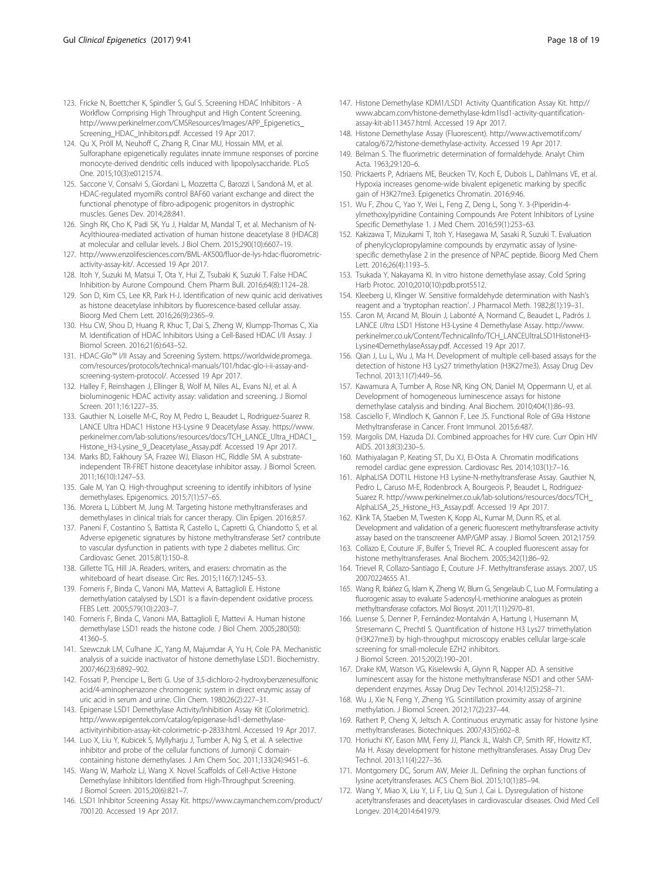123. Fricke N, Boettcher K, Spindler S, Gul S. Screening HDAC Inhibitors - A Workflow Comprising High Throughput and High Content Screening. http://www.perkinelmer.com/CMSResources/Images/APP_Epigenetics_Screening_HDAC_Inhibitors.pdf. Accessed 19 Apr 2017.
124. Qu X, Pröll M, Neuhoff C, Zhang R, Cinar MU, Hossain MM, et al. Sulforaphane epigenetically regulates innate immune responses of porcine monocyte-derived dendritic cells induced with lipopolysaccharide. PLoS One. 2015;10(3):e0121574.
125. Saccone V, Consalvi S, Giordani L, Mozzetta C, Barozzi I, Sandoná M, et al. HDAC-regulated myomiRs control BAF60 variant exchange and direct the functional phenotype of fibro-adipogenic progenitors in dystrophic muscles. Genes Dev. 2014;28:841.
126. Singh RK, Cho K, Padi SK, Yu J, Haldar M, Mandal T, et al. Mechanism of N-Acylthiourea-mediated activation of human histone deacetylase 8 (HDAC8) at molecular and cellular levels. J Biol Chem. 2015;290(10):6607–19.
127. http://www.enzolifesciences.com/BML-AK500/fluor-de-lys-hdac-fluorometric-activity-assay-kit/. Accessed 19 Apr 2017.
128. Itoh Y, Suzuki M, Matsui T, Ota Y, Hui Z, Tsubaki K, Suzuki T. False HDAC Inhibition by Aurone Compound. Chem Pharm Bull. 2016;64(8):1124–28.
129. Son D, Kim CS, Lee KR, Park H-J. Identification of new quinic acid derivatives as histone deacetylase inhibitors by fluorescence-based cellular assay. Bioorg Med Chem Lett. 2016;26(9):2365–9.
130. Hsu CW, Shou D, Huang R, Khuc T, Dai S, Zheng W, Klumpp-Thomas C, Xia M. Identification of HDAC Inhibitors Using a Cell-Based HDAC I/II Assay. J Biomol Screen. 2016;21(6):643–52.
131. HDAC-Glo™ I/II Assay and Screening System. https://worldwide.promega.com/resources/protocols/technical-manuals/101/hdac-glo-i-ii-assay-and-screening-system-protocol/. Accessed 19 Apr 2017.
132. Halley F, Reinshagen J, Ellinger B, Wolf M, Niles AL, Evans NJ, et al. A bioluminogenic HDAC activity assay: validation and screening. J Biomol Screen. 2011;16:1227–35.
133. Gauthier N, Loiselle M-C, Roy M, Pedro L, Beaudet L, Rodriguez-Suarez R. LANCE Ultra HDAC1 Histone H3-Lysine 9 Deacetylase Assay. https://www.perkinelmer.com/lab-solutions/resources/docs/TCH_LANCE_Ultra_HDAC1_Histone_H3-Lysine_9_Deacetylase_Assay.pdf. Accessed 19 Apr 2017.
134. Marks BD, Fakhoury SA, Frazee WJ, Eliason HC, Riddle SM. A substrate-independent TR-FRET histone deacetylase inhibitor assay. J Biomol Screen. 2011;16(10):1247–53.
135. Gale M, Yan Q. High-throughput screening to identify inhibitors of lysine demethylases. Epigenomics. 2015;7(1):57–65.
136. Morera L, Lübbert M, Jung M. Targeting histone methyltransferases and demethylases in clinical trials for cancer therapy. Clin Epigen. 2016;8:57.
137. Paneni F, Costantino S, Battista R, Castello L, Capretti G, Chiandotto S, et al. Adverse epigenetic signatures by histone methyltransferase Set7 contribute to vascular dysfunction in patients with type 2 diabetes mellitus. Circ Cardiovasc Genet. 2015;8(1):150–8.
138. Gillette TG, Hill JA. Readers, writers, and erasers: chromatin as the whiteboard of heart disease. Circ Res. 2015;116(7):1245–53.
139. Forneris F, Binda C, Vanoni MA, Mattevi A, Battaglioli E. Histone demethylation catalysed by LSD1 is a flavin-dependent oxidative process. FEBS Lett. 2005;579(10):2203–7.
140. Forneris F, Binda C, Vanoni MA, Battaglioli E, Mattevi A. Human histone demethylase LSD1 reads the histone code. J Biol Chem. 2005;280(50):41360–5.
141. Szewczuk LM, Culhane JC, Yang M, Majumdar A, Yu H, Cole PA. Mechanistic analysis of a suicide inactivator of histone demethylase LSD1. Biochemistry. 2007;46(23):6892–902.
142. Fossati P, Prencipe L, Berti G. Use of 3,5-dichloro-2-hydroxybenzenesulfonic acid/4-aminophenazone chromogenic system in direct enzymic assay of uric acid in serum and urine. Clin Chem. 1980;26(2):227–31.
143. Epigenase LSD1 Demethylase Activity/Inhibition Assay Kit (Colorimetric). http://www.epigentek.com/catalog/epigenase-lsd1-demethylase-activityinhibition-assay-kit-colorimetric-p-2833.html. Accessed 19 Apr 2017.
144. Luo X, Liu Y, Kubicek S, Myllyharju J, Tumber A, Ng S, et al. A selective inhibitor and probe of the cellular functions of Jumonji C domain-containing histone demethylases. J Am Chem Soc. 2011;133(24):9451–6.
145. Wang W, Marholz LJ, Wang X. Novel Scaffolds of Cell-Active Histone Demethylase Inhibitors Identified from High-Throughput Screening. J Biomol Screen. 2015;20(6):821–7.
146. LSD1 Inhibitor Screening Assay Kit. https://www.caymanchem.com/product/700120. Accessed 19 Apr 2017.
147. Histone Demethylase KDM1/LSD1 Activity Quantification Assay Kit. http://www.abcam.com/histone-demethylase-kdm1lsd1-activity-quantification-assay-kit-ab113457.html. Accessed 19 Apr 2017.
148. Histone Demethylase Assay (Fluorescent). http://www.activemotif.com/catalog/672/histone-demethylase-activity. Accessed 19 Apr 2017.
149. Belman S. The fluorimetric determination of formaldehyde. Analyt Chim Acta. 1963;29:120–6.
150. Prickaerts P, Adriaens ME, Beucken TV, Koch E, Dubois L, Dahlmans VE, et al. Hypoxia increases genome-wide bivalent epigenetic marking by specific gain of H3K27me3. Epigenetics Chromatin. 2016;9:46.
151. Wu F, Zhou C, Yao Y, Wei L, Feng Z, Deng L, Song Y. 3-(Piperidin-4-ylmethoxy)pyridine Containing Compounds Are Potent Inhibitors of Lysine Specific Demethylase 1. J Med Chem. 2016;59(1):253–63.
152. Kakizawa T, Mizukami T, Itoh Y, Hasegawa M, Sasaki R, Suzuki T. Evaluation of phenylcyclopropylamine compounds by enzymatic assay of lysine-specific demethylase 2 in the presence of NPAC peptide. Bioorg Med Chem Lett. 2016;26(4):1193–5.
153. Tsukada Y, Nakayama KI. In vitro histone demethylase assay. Cold Spring Harb Protoc. 2010;2010(10):pdb.prot5512.
154. Kleeberg U, Klinger W. Sensitive formaldehyde determination with Nash's reagent and a 'tryptophan reaction'. J Pharmacol Meth. 1982;8(1):19–31.
155. Caron M, Arcand M, Blouin J, Labonté A, Normand C, Beaudet L, Padrós J. LANCE *Ultra* LSD1 Histone H3-Lysine 4 Demethylase Assay. http://www.perkinelmer.co.uk/Content/TechnicalInfo/TCH_LANCEUltraLSD1HistoneH3-Lysine4DemethylaseAssay.pdf. Accessed 19 Apr 2017.
156. Qian J, Lu L, Wu J, Ma H. Development of multiple cell-based assays for the detection of histone H3 Lys27 trimethylation (H3K27me3). Assay Drug Dev Technol. 2013;11(7):449–56.
157. Kawamura A, Tumber A, Rose NR, King ON, Daniel M, Oppermann U, et al. Development of homogeneous luminescence assays for histone demethylase catalysis and binding. Anal Biochem. 2010;404(1):86–93.
158. Casciello F, Windloch K, Gannon F, Lee JS. Functional Role of G9a Histone Methyltransferase in Cancer. Front Immunol. 2015;6:487.
159. Margolis DM, Hazuda DJ. Combined approaches for HIV cure. Curr Opin HIV AIDS. 2013;8(3):230–5.
160. Mathiyalagan P, Keating ST, Du XJ, El-Osta A. Chromatin modifications remodel cardiac gene expression. Cardiovasc Res. 2014;103(1):7–16.
161. AlphaLISA DOT1L Histone H3 Lysine-N-methyltransferase Assay. Gauthier N, Pedro L, Caruso M-E, Rodenbrock A, Bourgeois P, Beaudet L, Rodriguez-Suarez R. http://www.perkinelmer.co.uk/lab-solutions/resources/docs/TCH_AlphaLISA_25_Histone_H3_Assay.pdf. Accessed 19 Apr 2017.
162. Klink TA, Staeben M, Twesten K, Kopp AL, Kumar M, Dunn RS, et al. Development and validation of a generic fluorescent methyltransferase activity assay based on the transcreener AMP/GMP assay. J Biomol Screen. 2012;17:59.
163. Collazo E, Couture JF, Bulfer S, Trievel RC. A coupled fluorescent assay for histone methyltransferases. Anal Biochem. 2005;342(1):86–92.
164. Trievel R, Collazo-Santiago E, Couture J-F. Methyltransferase assays. 2007, US 20070224655 A1.
165. Wang R, Ibáñez G, Islam K, Zheng W, Blum G, Sengelaub C, Luo M. Formulating a fluorogenic assay to evaluate S-adenosyl-L-methionine analogues as protein methyltransferase cofactors. Mol Biosyst. 2011;7(11):2970–81.
166. Luense S, Denner P, Fernández-Montalván A, Hartung I, Husemann M, Stresemann C, Prechtl S. Quantification of histone H3 Lys27 trimethylation (H3K27me3) by high-throughput microscopy enables cellular large-scale screening for small-molecule EZH2 inhibitors. J Biomol Screen. 2015;20(2):190–201.
167. Drake KM, Watson VG, Kisielewski A, Glynn R, Napper AD. A sensitive luminescent assay for the histone methyltransferase NSD1 and other SAM-dependent enzymes. Assay Drug Dev Technol. 2014;12(5):258–71.
168. Wu J, Xie N, Feng Y, Zheng YG. Scintillation proximity assay of arginine methylation. J Biomol Screen. 2012;17(2):237–44.
169. Rathert P, Cheng X, Jeltsch A. Continuous enzymatic assay for histone lysine methyltransferases. Biotechniques. 2007;43(5):602–8.
170. Horiuchi KY, Eason MM, Ferry JJ, Planck JL, Walsh CP, Smith RF, Howitz KT, Ma H. Assay development for histone methyltransferases. Assay Drug Dev Technol. 2013;11(4):227–36.
171. Montgomery DC, Sorum AW, Meier JL. Defining the orphan functions of lysine acetyltransferases. ACS Chem Biol. 2015;10(1):85–94.
172. Wang Y, Miao X, Liu Y, Li F, Liu Q, Sun J, Cai L. Dysregulation of histone acetyltransferases and deacetylases in cardiovascular diseases. Oxid Med Cell Longev. 2014;2014:641979.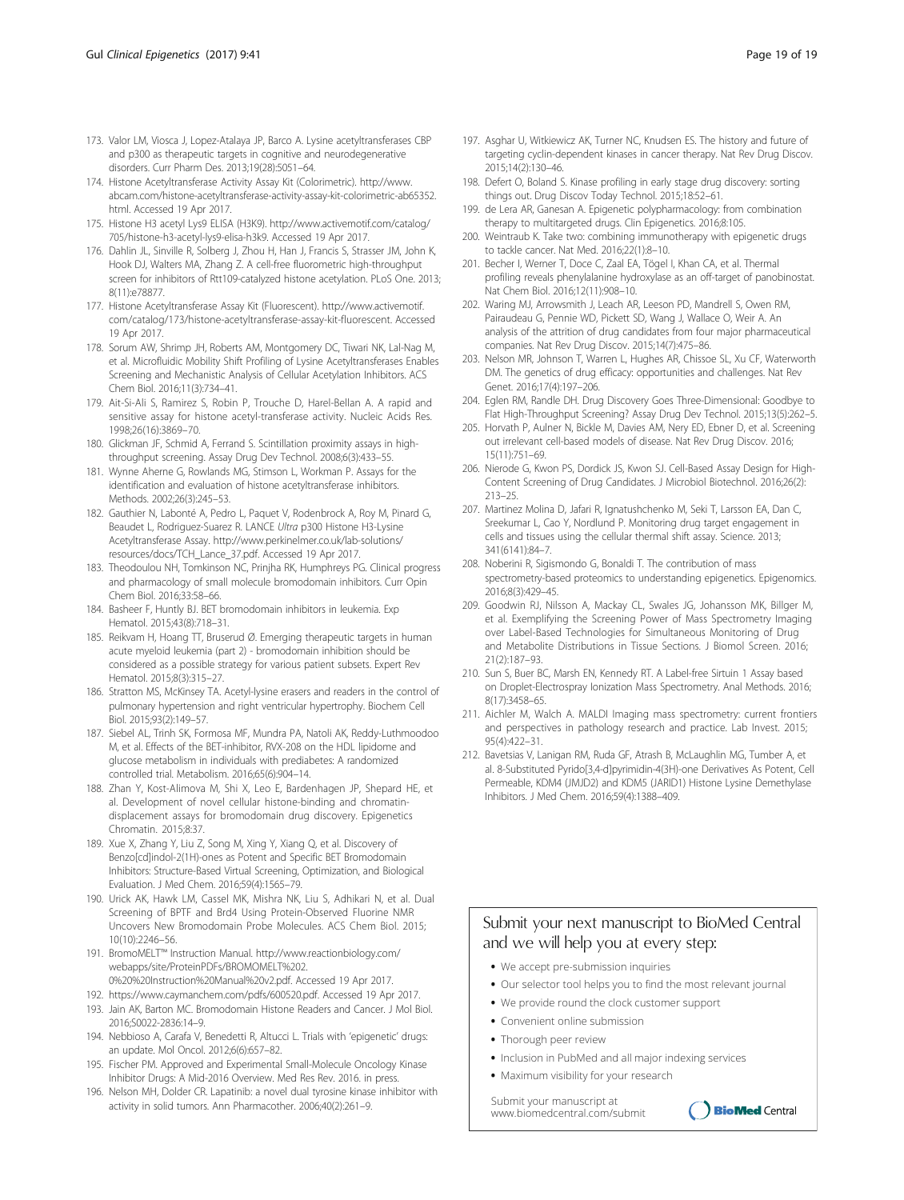173. Valor LM, Viosca J, Lopez-Atalaya JP, Barco A. Lysine acetyltransferases CBP and p300 as therapeutic targets in cognitive and neurodegenerative disorders. Curr Pharm Des. 2013;19(28):5051–64.
174. Histone Acetyltransferase Activity Assay Kit (Colorimetric). http://www.abcam.com/histone-acetyltransferase-activity-assay-kit-colorimetric-ab65352.html. Accessed 19 Apr 2017.
175. Histone H3 acetyl Lys9 ELISA (H3K9). http://www.activemotif.com/catalog/705/histone-h3-acetyl-lys9-elisa-h3k9. Accessed 19 Apr 2017.
176. Dahlin JL, Sinville R, Solberg J, Zhou H, Han J, Francis S, Strasser JM, John K, Hook DJ, Walters MA, Zhang Z. A cell-free fluorometric high-throughput screen for inhibitors of Rtt109-catalyzed histone acetylation. PLoS One. 2013;8(11):e78877.
177. Histone Acetyltransferase Assay Kit (Fluorescent). http://www.activemotif.com/catalog/173/histone-acetyltransferase-assay-kit-fluorescent. Accessed 19 Apr 2017.
178. Sorum AW, Shrimp JH, Roberts AM, Montgomery DC, Tiwari NK, Lal-Nag M, et al. Microfluidic Mobility Shift Profiling of Lysine Acetyltransferases Enables Screening and Mechanistic Analysis of Cellular Acetylation Inhibitors. ACS Chem Biol. 2016;11(3):734–41.
179. Ait-Si-Ali S, Ramirez S, Robin P, Trouche D, Harel-Bellan A. A rapid and sensitive assay for histone acetyl-transferase activity. Nucleic Acids Res. 1998;26(16):3869–70.
180. Glickman JF, Schmid A, Ferrand S. Scintillation proximity assays in high-throughput screening. Assay Drug Dev Technol. 2008;6(3):433–55.
181. Wynne Aherne G, Rowlands MG, Stimson L, Workman P. Assays for the identification and evaluation of histone acetyltransferase inhibitors. Methods. 2002;26(3):245–53.
182. Gauthier N, Labonté A, Pedro L, Paquet V, Rodenbrock A, Roy M, Pinard G, Beaudet L, Rodriguez-Suarez R. LANCE *Ultra* p300 Histone H3-Lysine Acetyltransferase Assay. http://www.perkinelmer.co.uk/lab-solutions/resources/docs/TCH_Lance_37.pdf. Accessed 19 Apr 2017.
183. Theodoulou NH, Tomkinson NC, Prinjha RK, Humphreys PG. Clinical progress and pharmacology of small molecule bromodomain inhibitors. Curr Opin Chem Biol. 2016;33:58–66.
184. Basheer F, Huntly BJ. BET bromodomain inhibitors in leukemia. Exp Hematol. 2015;43(8):718–31.
185. Reikvam H, Hoang TT, Bruserud Ø. Emerging therapeutic targets in human acute myeloid leukemia (part 2) - bromodomain inhibition should be considered as a possible strategy for various patient subsets. Expert Rev Hematol. 2015;8(3):315–27.
186. Stratton MS, McKinsey TA. Acetyl-lysine erasers and readers in the control of pulmonary hypertension and right ventricular hypertrophy. Biochem Cell Biol. 2015;93(2):149–57.
187. Siebel AL, Trinh SK, Formosa MF, Mundra PA, Natoli AK, Reddy-Luthmoodoo M, et al. Effects of the BET-inhibitor, RVX-208 on the HDL lipidome and glucose metabolism in individuals with prediabetes: A randomized controlled trial. Metabolism. 2016;65(6):904–14.
188. Zhan Y, Kost-Alimova M, Shi X, Leo E, Bardenhagen JP, Shepard HE, et al. Development of novel cellular histone-binding and chromatin-displacement assays for bromodomain drug discovery. Epigenetics Chromatin. 2015;8:37.
189. Xue X, Zhang Y, Liu Z, Song M, Xing Y, Xiang Q, et al. Discovery of Benzo[cd]indol-2(1H)-ones as Potent and Specific BET Bromodomain Inhibitors: Structure-Based Virtual Screening, Optimization, and Biological Evaluation. J Med Chem. 2016;59(4):1565–79.
190. Urick AK, Hawk LM, Cassel MK, Mishra NK, Liu S, Adhikari N, et al. Dual Screening of BPTF and Brd4 Using Protein-Observed Fluorine NMR Uncovers New Bromodomain Probe Molecules. ACS Chem Biol. 2015;10(10):2246–56.
191. BromoMELT™ Instruction Manual. http://www.reactionbiology.com/webapps/site/ProteinPDFs/BROMOMELT%202.0%20%20Instruction%20Manual%20v2.pdf. Accessed 19 Apr 2017.
192. https://www.caymanchem.com/pdfs/600520.pdf. Accessed 19 Apr 2017.
193. Jain AK, Barton MC. Bromodomain Histone Readers and Cancer. J Mol Biol. 2016;S0022-2836:14–9.
194. Nebbioso A, Carafa V, Benedetti R, Altucci L. Trials with 'epigenetic' drugs: an update. Mol Oncol. 2012;6(6):657–82.
195. Fischer PM. Approved and Experimental Small-Molecule Oncology Kinase Inhibitor Drugs: A Mid-2016 Overview. Med Res Rev. 2016. in press.
196. Nelson MH, Dolder CR. Lapatinib: a novel dual tyrosine kinase inhibitor with activity in solid tumors. Ann Pharmacother. 2006;40(2):261–9.
197. Asghar U, Witkiewicz AK, Turner NC, Knudsen ES. The history and future of targeting cyclin-dependent kinases in cancer therapy. Nat Rev Drug Discov. 2015;14(2):130–46.
198. Defert O, Boland S. Kinase profiling in early stage drug discovery: sorting things out. Drug Discov Today Technol. 2015;18:52–61.
199. de Lera AR, Ganesan A. Epigenetic polypharmacology: from combination therapy to multitargeted drugs. Clin Epigenetics. 2016;8:105.
200. Weintraub K. Take two: combining immunotherapy with epigenetic drugs to tackle cancer. Nat Med. 2016;22(1):8–10.
201. Becher I, Werner T, Doce C, Zaal EA, Tögel I, Khan CA, et al. Thermal profiling reveals phenylalanine hydroxylase as an off-target of panobinostat. Nat Chem Biol. 2016;12(11):908–10.
202. Waring MJ, Arrowsmith J, Leach AR, Leeson PD, Mandrell S, Owen RM, Pairaudeau G, Pennie WD, Pickett SD, Wang J, Wallace O, Weir A. An analysis of the attrition of drug candidates from four major pharmaceutical companies. Nat Rev Drug Discov. 2015;14(7):475–86.
203. Nelson MR, Johnson T, Warren L, Hughes AR, Chissoe SL, Xu CF, Waterworth DM. The genetics of drug efficacy: opportunities and challenges. Nat Rev Genet. 2016;17(4):197–206.
204. Eglen RM, Randle DH. Drug Discovery Goes Three-Dimensional: Goodbye to Flat High-Throughput Screening? Assay Drug Dev Technol. 2015;13(5):262–5.
205. Horvath P, Aulner N, Bickle M, Davies AM, Nery ED, Ebner D, et al. Screening out irrelevant cell-based models of disease. Nat Rev Drug Discov. 2016;15(11):751–69.
206. Nierode G, Kwon PS, Dordick JS, Kwon SJ. Cell-Based Assay Design for High-Content Screening of Drug Candidates. J Microbiol Biotechnol. 2016;26(2):213–25.
207. Martinez Molina D, Jafari R, Ignatushchenko M, Seki T, Larsson EA, Dan C, Sreekumar L, Cao Y, Nordlund P. Monitoring drug target engagement in cells and tissues using the cellular thermal shift assay. Science. 2013;341(6141):84–7.
208. Noberini R, Sigismondo G, Bonaldi T. The contribution of mass spectrometry-based proteomics to understanding epigenetics. Epigenomics. 2016;8(3):429–45.
209. Goodwin RJ, Nilsson A, Mackay CL, Swales JG, Johansson MK, Billger M, et al. Exemplifying the Screening Power of Mass Spectrometry Imaging over Label-Based Technologies for Simultaneous Monitoring of Drug and Metabolite Distributions in Tissue Sections. J Biomol Screen. 2016;21(2):187–93.
210. Sun S, Buer BC, Marsh EN, Kennedy RT. A Label-free Sirtuin 1 Assay based on Droplet-Electrospray Ionization Mass Spectrometry. Anal Methods. 2016;8(17):3458–65.
211. Aichler M, Walch A. MALDI Imaging mass spectrometry: current frontiers and perspectives in pathology research and practice. Lab Invest. 2015;95(4):422–31.
212. Bavetsias V, Lanigan RM, Ruda GF, Atrash B, McLaughlin MG, Tumber A, et al. 8-Substituted Pyrido[3,4-d]pyrimidin-4(3H)-one Derivatives As Potent, Cell Permeable, KDM4 (JMJD2) and KDM5 (JARID1) Histone Lysine Demethylase Inhibitors. J Med Chem. 2016;59(4):1388–409.

Submit your next manuscript to BioMed Central and we will help you at every step:

- We accept pre-submission inquiries
- Our selector tool helps you to find the most relevant journal
- We provide round the clock customer support
- Convenient online submission
- Thorough peer review
- Inclusion in PubMed and all major indexing services
- Maximum visibility for your research

Submit your manuscript at
www.biomedcentral.com/submit

BioMed Central